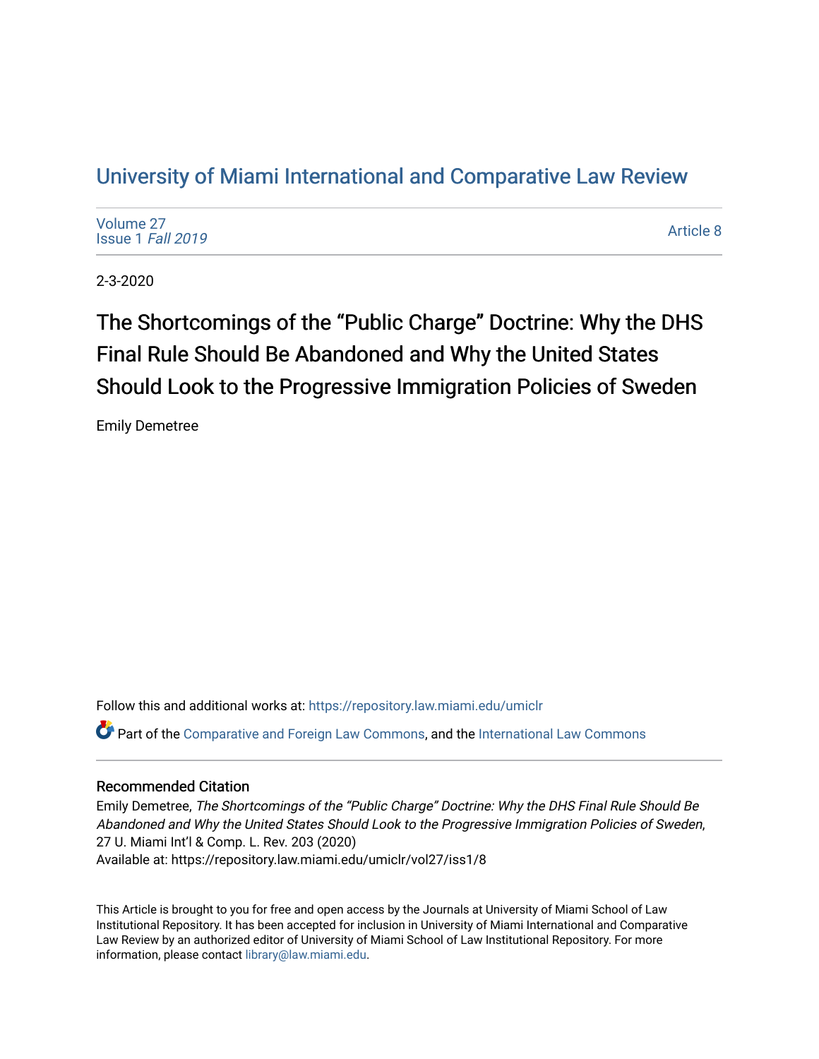# University of Miami International and Comparative Law Review

Volume 27
Issue 1 *Fall 2019*

Article 8

2-3-2020

## The Shortcomings of the "Public Charge" Doctrine: Why the DHS Final Rule Should Be Abandoned and Why the United States Should Look to the Progressive Immigration Policies of Sweden

Emily Demetree

Follow this and additional works at: https://repository.law.miami.edu/umiclr

Part of the Comparative and Foreign Law Commons, and the International Law Commons

### Recommended Citation

Emily Demetree, *The Shortcomings of the "Public Charge" Doctrine: Why the DHS Final Rule Should Be Abandoned and Why the United States Should Look to the Progressive Immigration Policies of Sweden*, 27 U. Miami Int'l & Comp. L. Rev. 203 (2020)
Available at: https://repository.law.miami.edu/umiclr/vol27/iss1/8

This Article is brought to you for free and open access by the Journals at University of Miami School of Law Institutional Repository. It has been accepted for inclusion in University of Miami International and Comparative Law Review by an authorized editor of University of Miami School of Law Institutional Repository. For more information, please contact library@law.miami.edu.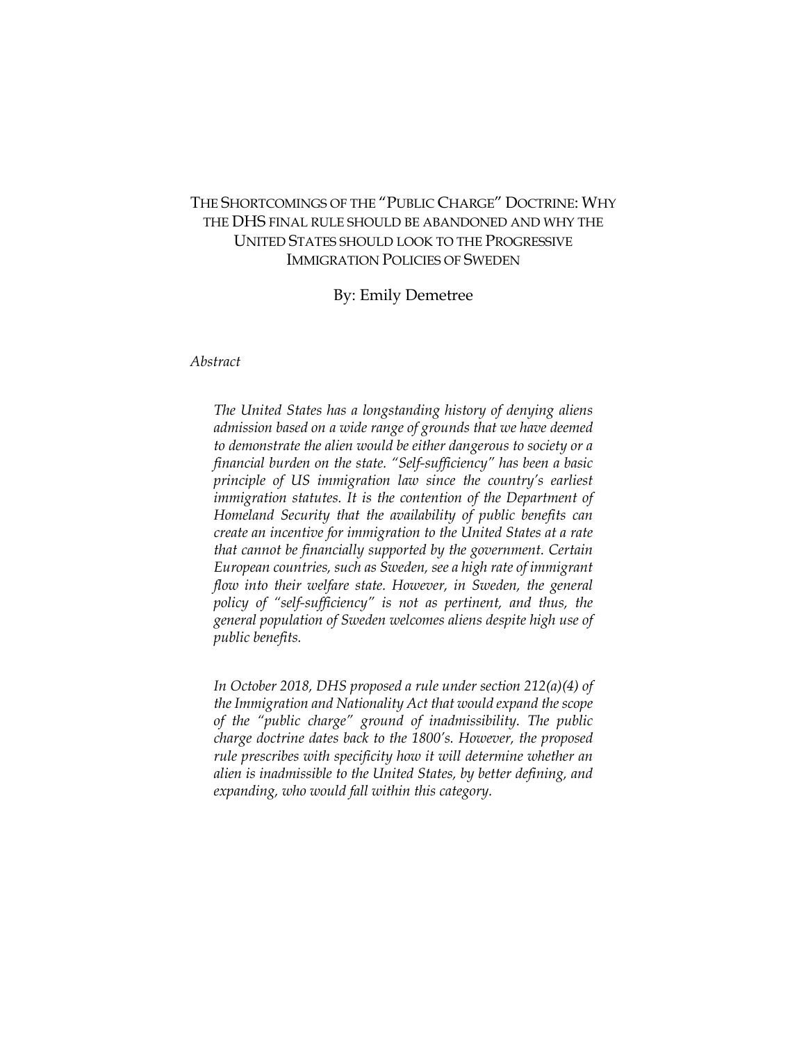# The Shortcomings of the "Public Charge" Doctrine: Why the DHS final rule should be abandoned and why the United States should look to the Progressive Immigration Policies of Sweden

By: Emily Demetree

*Abstract*

*The United States has a longstanding history of denying aliens admission based on a wide range of grounds that we have deemed to demonstrate the alien would be either dangerous to society or a financial burden on the state. "Self-sufficiency" has been a basic principle of US immigration law since the country's earliest immigration statutes. It is the contention of the Department of Homeland Security that the availability of public benefits can create an incentive for immigration to the United States at a rate that cannot be financially supported by the government. Certain European countries, such as Sweden, see a high rate of immigrant flow into their welfare state. However, in Sweden, the general policy of "self-sufficiency" is not as pertinent, and thus, the general population of Sweden welcomes aliens despite high use of public benefits.*

*In October 2018, DHS proposed a rule under section 212(a)(4) of the Immigration and Nationality Act that would expand the scope of the "public charge" ground of inadmissibility. The public charge doctrine dates back to the 1800's. However, the proposed rule prescribes with specificity how it will determine whether an alien is inadmissible to the United States, by better defining, and expanding, who would fall within this category.*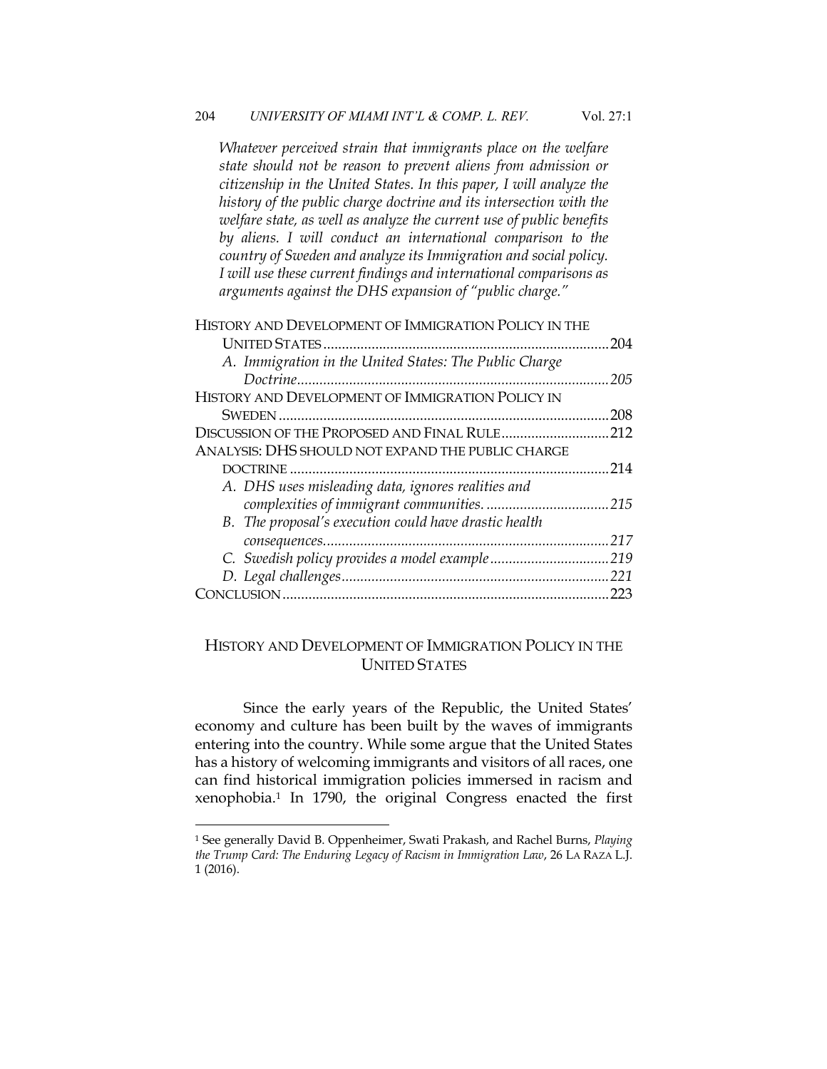*Whatever perceived strain that immigrants place on the welfare state should not be reason to prevent aliens from admission or citizenship in the United States. In this paper, I will analyze the history of the public charge doctrine and its intersection with the welfare state, as well as analyze the current use of public benefits by aliens. I will conduct an international comparison to the country of Sweden and analyze its Immigration and social policy. I will use these current findings and international comparisons as arguments against the DHS expansion of "public charge."*

HISTORY AND DEVELOPMENT OF IMMIGRATION POLICY IN THE UNITED STATES .......... 204
- A. *Immigration in the United States: The Public Charge Doctrine* .......... *205*

HISTORY AND DEVELOPMENT OF IMMIGRATION POLICY IN SWEDEN .......... 208

DISCUSSION OF THE PROPOSED AND FINAL RULE .......... 212

ANALYSIS: DHS SHOULD NOT EXPAND THE PUBLIC CHARGE DOCTRINE .......... 214
- A. *DHS uses misleading data, ignores realities and complexities of immigrant communities.* .......... *215*
- B. *The proposal's execution could have drastic health consequences* .......... *217*
- C. *Swedish policy provides a model example* .......... *219*
- D. *Legal challenges* .......... *221*

CONCLUSION .......... 223

## HISTORY AND DEVELOPMENT OF IMMIGRATION POLICY IN THE UNITED STATES

Since the early years of the Republic, the United States' economy and culture has been built by the waves of immigrants entering into the country. While some argue that the United States has a history of welcoming immigrants and visitors of all races, one can find historical immigration policies immersed in racism and xenophobia.[1] In 1790, the original Congress enacted the first

---

[1] See generally David B. Oppenheimer, Swati Prakash, and Rachel Burns, *Playing the Trump Card: The Enduring Legacy of Racism in Immigration Law*, 26 LA RAZA L.J. 1 (2016).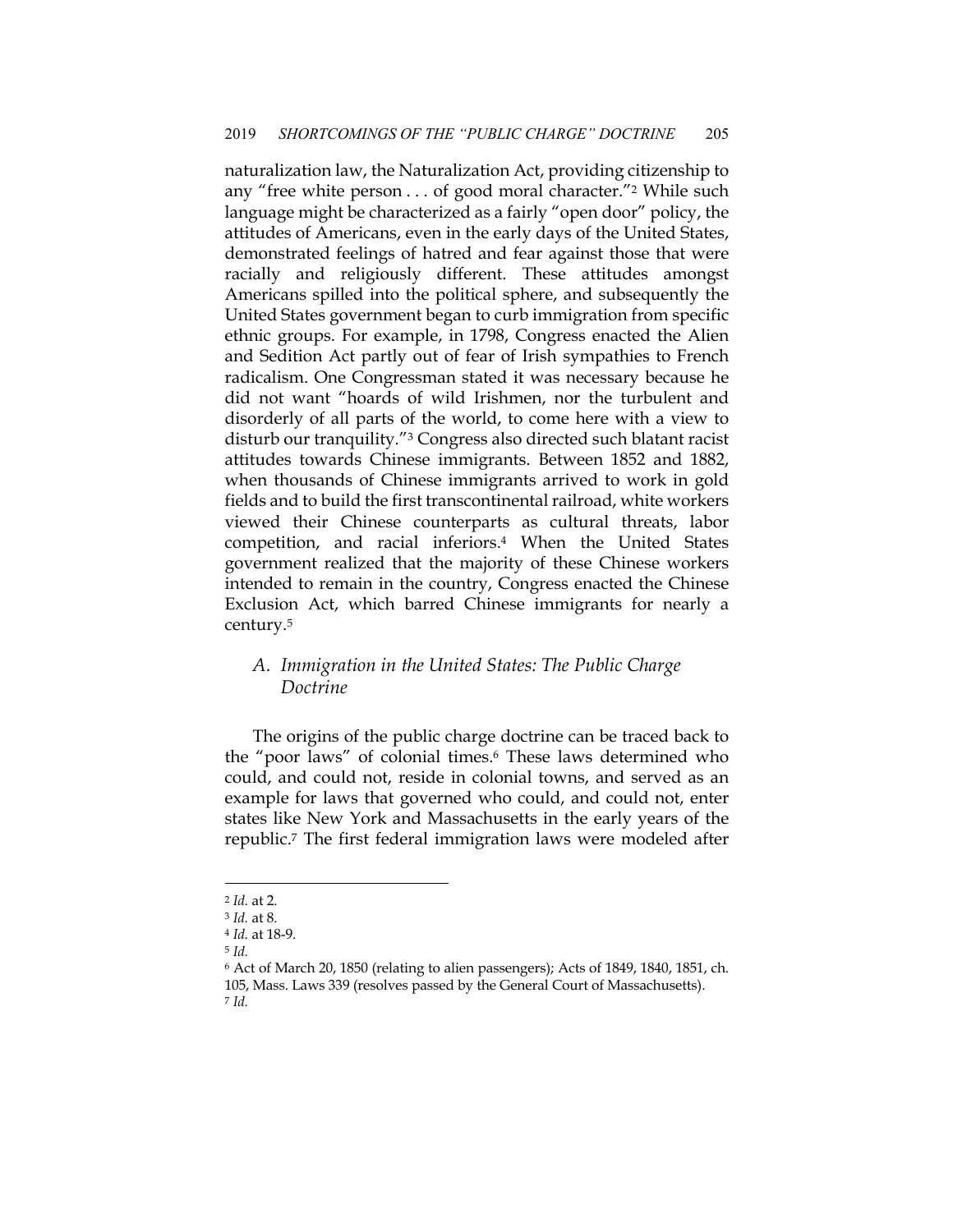naturalization law, the Naturalization Act, providing citizenship to any "free white person . . . of good moral character."[2] While such language might be characterized as a fairly "open door" policy, the attitudes of Americans, even in the early days of the United States, demonstrated feelings of hatred and fear against those that were racially and religiously different. These attitudes amongst Americans spilled into the political sphere, and subsequently the United States government began to curb immigration from specific ethnic groups. For example, in 1798, Congress enacted the Alien and Sedition Act partly out of fear of Irish sympathies to French radicalism. One Congressman stated it was necessary because he did not want "hoards of wild Irishmen, nor the turbulent and disorderly of all parts of the world, to come here with a view to disturb our tranquility."[3] Congress also directed such blatant racist attitudes towards Chinese immigrants. Between 1852 and 1882, when thousands of Chinese immigrants arrived to work in gold fields and to build the first transcontinental railroad, white workers viewed their Chinese counterparts as cultural threats, labor competition, and racial inferiors.[4] When the United States government realized that the majority of these Chinese workers intended to remain in the country, Congress enacted the Chinese Exclusion Act, which barred Chinese immigrants for nearly a century.[5]

### *A. Immigration in the United States: The Public Charge Doctrine*

The origins of the public charge doctrine can be traced back to the "poor laws" of colonial times.[6] These laws determined who could, and could not, reside in colonial towns, and served as an example for laws that governed who could, and could not, enter states like New York and Massachusetts in the early years of the republic.[7] The first federal immigration laws were modeled after

---

[2] *Id.* at 2.

[3] *Id.* at 8.

[4] *Id.* at 18-9.

[5] *Id.*

[6] Act of March 20, 1850 (relating to alien passengers); Acts of 1849, 1840, 1851, ch. 105, Mass. Laws 339 (resolves passed by the General Court of Massachusetts).

[7] *Id.*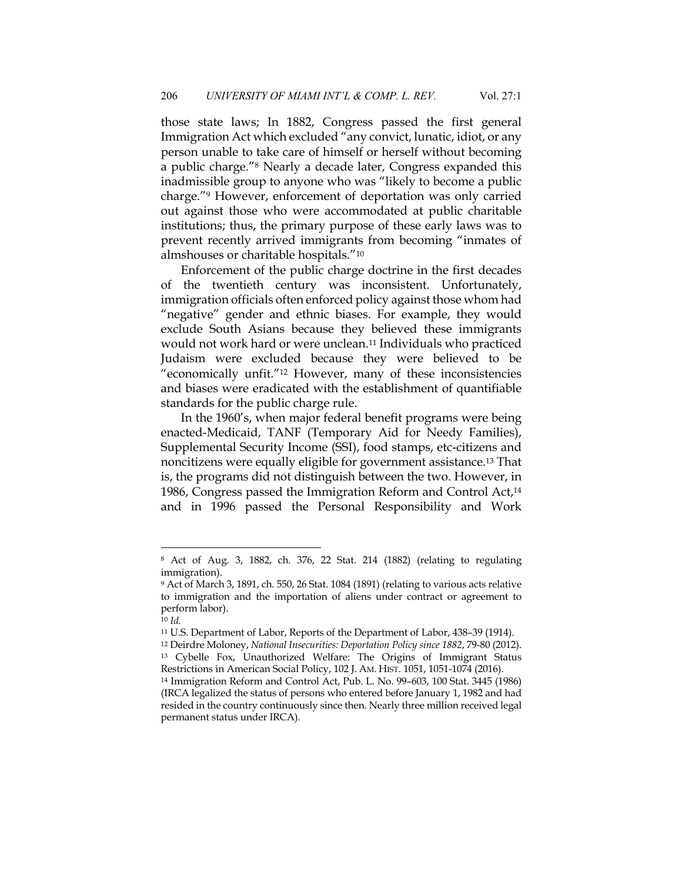those state laws; In 1882, Congress passed the first general Immigration Act which excluded "any convict, lunatic, idiot, or any person unable to take care of himself or herself without becoming a public charge."[8] Nearly a decade later, Congress expanded this inadmissible group to anyone who was "likely to become a public charge."[9] However, enforcement of deportation was only carried out against those who were accommodated at public charitable institutions; thus, the primary purpose of these early laws was to prevent recently arrived immigrants from becoming "inmates of almshouses or charitable hospitals."[10]

Enforcement of the public charge doctrine in the first decades of the twentieth century was inconsistent. Unfortunately, immigration officials often enforced policy against those whom had "negative" gender and ethnic biases. For example, they would exclude South Asians because they believed these immigrants would not work hard or were unclean.[11] Individuals who practiced Judaism were excluded because they were believed to be "economically unfit."[12] However, many of these inconsistencies and biases were eradicated with the establishment of quantifiable standards for the public charge rule.

In the 1960's, when major federal benefit programs were being enacted-Medicaid, TANF (Temporary Aid for Needy Families), Supplemental Security Income (SSI), food stamps, etc-citizens and noncitizens were equally eligible for government assistance.[13] That is, the programs did not distinguish between the two. However, in 1986, Congress passed the Immigration Reform and Control Act,[14] and in 1996 passed the Personal Responsibility and Work

---

[8] Act of Aug. 3, 1882, ch. 376, 22 Stat. 214 (1882) (relating to regulating immigration).

[9] Act of March 3, 1891, ch. 550, 26 Stat. 1084 (1891) (relating to various acts relative to immigration and the importation of aliens under contract or agreement to perform labor).

[10] *Id.*

[11] U.S. Department of Labor, Reports of the Department of Labor, 438–39 (1914).

[12] Deirdre Moloney, *National Insecurities: Deportation Policy since 1882*, 79-80 (2012).

[13] Cybelle Fox, Unauthorized Welfare: The Origins of Immigrant Status Restrictions in American Social Policy, 102 J. AM. HIST. 1051, 1051-1074 (2016).

[14] Immigration Reform and Control Act, Pub. L. No. 99–603, 100 Stat. 3445 (1986) (IRCA legalized the status of persons who entered before January 1, 1982 and had resided in the country continuously since then. Nearly three million received legal permanent status under IRCA).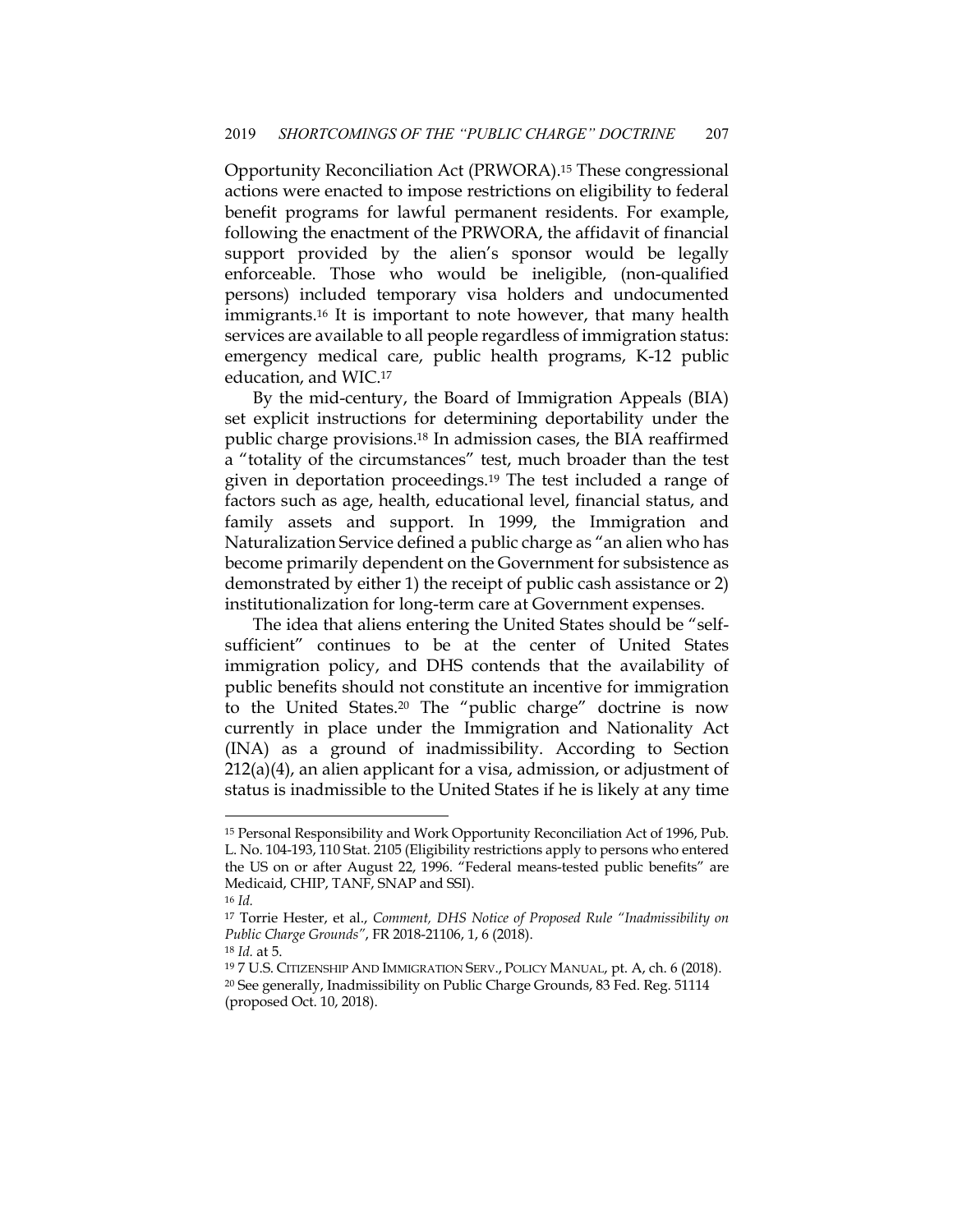Opportunity Reconciliation Act (PRWORA).[15] These congressional actions were enacted to impose restrictions on eligibility to federal benefit programs for lawful permanent residents. For example, following the enactment of the PRWORA, the affidavit of financial support provided by the alien's sponsor would be legally enforceable. Those who would be ineligible, (non-qualified persons) included temporary visa holders and undocumented immigrants.[16] It is important to note however, that many health services are available to all people regardless of immigration status: emergency medical care, public health programs, K-12 public education, and WIC.[17]

By the mid-century, the Board of Immigration Appeals (BIA) set explicit instructions for determining deportability under the public charge provisions.[18] In admission cases, the BIA reaffirmed a "totality of the circumstances" test, much broader than the test given in deportation proceedings.[19] The test included a range of factors such as age, health, educational level, financial status, and family assets and support. In 1999, the Immigration and Naturalization Service defined a public charge as "an alien who has become primarily dependent on the Government for subsistence as demonstrated by either 1) the receipt of public cash assistance or 2) institutionalization for long-term care at Government expenses.

The idea that aliens entering the United States should be "self-sufficient" continues to be at the center of United States immigration policy, and DHS contends that the availability of public benefits should not constitute an incentive for immigration to the United States.[20] The "public charge" doctrine is now currently in place under the Immigration and Nationality Act (INA) as a ground of inadmissibility. According to Section 212(a)(4), an alien applicant for a visa, admission, or adjustment of status is inadmissible to the United States if he is likely at any time

---

[15] Personal Responsibility and Work Opportunity Reconciliation Act of 1996, Pub. L. No. 104-193, 110 Stat. 2105 (Eligibility restrictions apply to persons who entered the US on or after August 22, 1996. "Federal means-tested public benefits" are Medicaid, CHIP, TANF, SNAP and SSI).

[16] *Id.*

[17] Torrie Hester, et al., *Comment, DHS Notice of Proposed Rule "Inadmissibility on Public Charge Grounds"*, FR 2018-21106, 1, 6 (2018).

[18] *Id.* at 5.

[19] 7 U.S. CITIZENSHIP AND IMMIGRATION SERV., POLICY MANUAL, pt. A, ch. 6 (2018).

[20] See generally, Inadmissibility on Public Charge Grounds, 83 Fed. Reg. 51114 (proposed Oct. 10, 2018).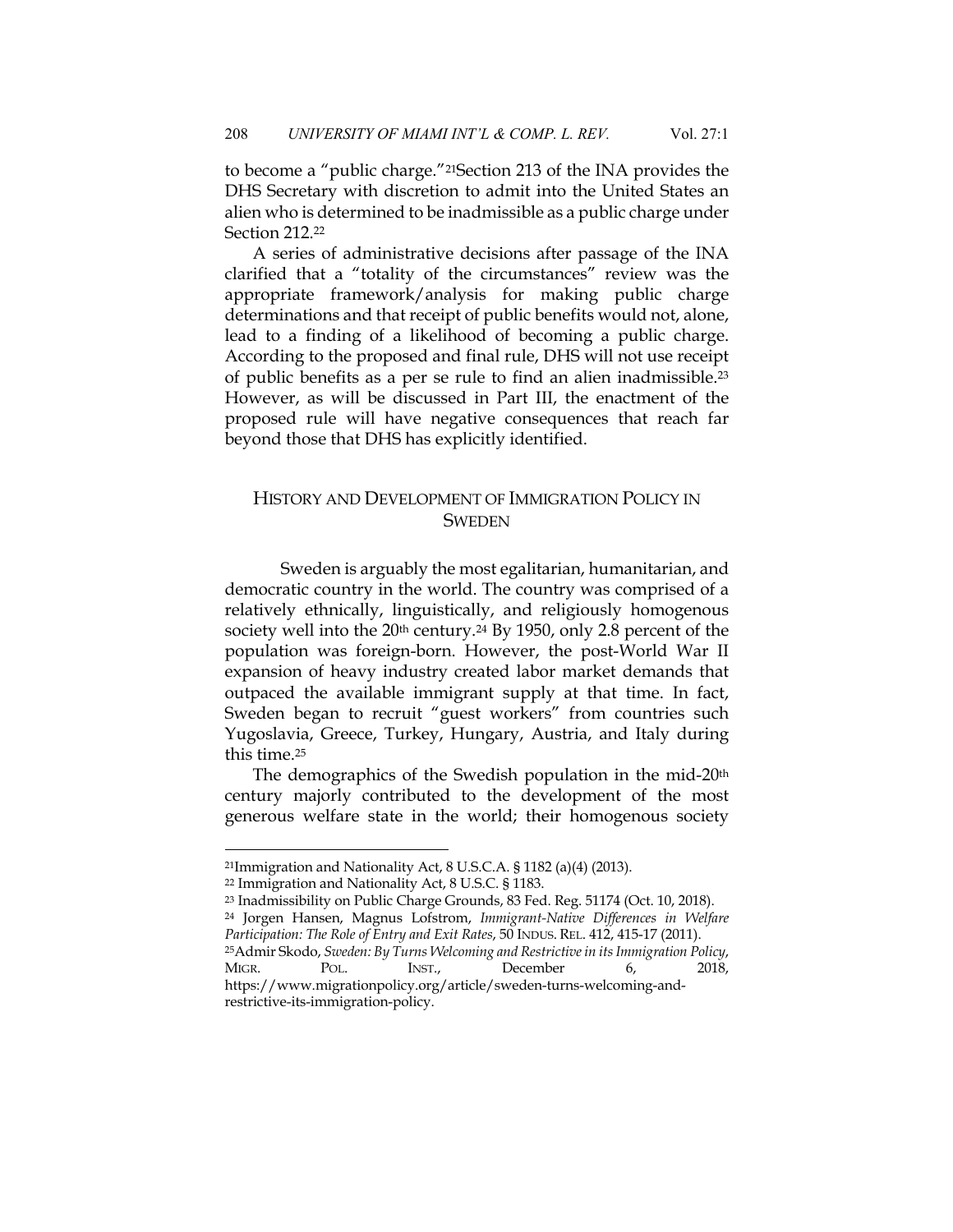to become a "public charge."[21]Section 213 of the INA provides the DHS Secretary with discretion to admit into the United States an alien who is determined to be inadmissible as a public charge under Section 212.[22]

A series of administrative decisions after passage of the INA clarified that a "totality of the circumstances" review was the appropriate framework/analysis for making public charge determinations and that receipt of public benefits would not, alone, lead to a finding of a likelihood of becoming a public charge. According to the proposed and final rule, DHS will not use receipt of public benefits as a per se rule to find an alien inadmissible.[23] However, as will be discussed in Part III, the enactment of the proposed rule will have negative consequences that reach far beyond those that DHS has explicitly identified.

## HISTORY AND DEVELOPMENT OF IMMIGRATION POLICY IN SWEDEN

Sweden is arguably the most egalitarian, humanitarian, and democratic country in the world. The country was comprised of a relatively ethnically, linguistically, and religiously homogenous society well into the 20th century.[24] By 1950, only 2.8 percent of the population was foreign-born. However, the post-World War II expansion of heavy industry created labor market demands that outpaced the available immigrant supply at that time. In fact, Sweden began to recruit "guest workers" from countries such Yugoslavia, Greece, Turkey, Hungary, Austria, and Italy during this time.[25]

The demographics of the Swedish population in the mid-20th century majorly contributed to the development of the most generous welfare state in the world; their homogenous society

---

[21]Immigration and Nationality Act, 8 U.S.C.A. § 1182 (a)(4) (2013).

[22] Immigration and Nationality Act, 8 U.S.C. § 1183.

[23] Inadmissibility on Public Charge Grounds, 83 Fed. Reg. 51174 (Oct. 10, 2018).

[24] Jorgen Hansen, Magnus Lofstrom, *Immigrant-Native Differences in Welfare Participation: The Role of Entry and Exit Rates*, 50 INDUS. REL. 412, 415-17 (2011).

[25]Admir Skodo, *Sweden: By Turns Welcoming and Restrictive in its Immigration Policy*, MIGR. POL. INST., December 6, 2018, https://www.migrationpolicy.org/article/sweden-turns-welcoming-and-restrictive-its-immigration-policy.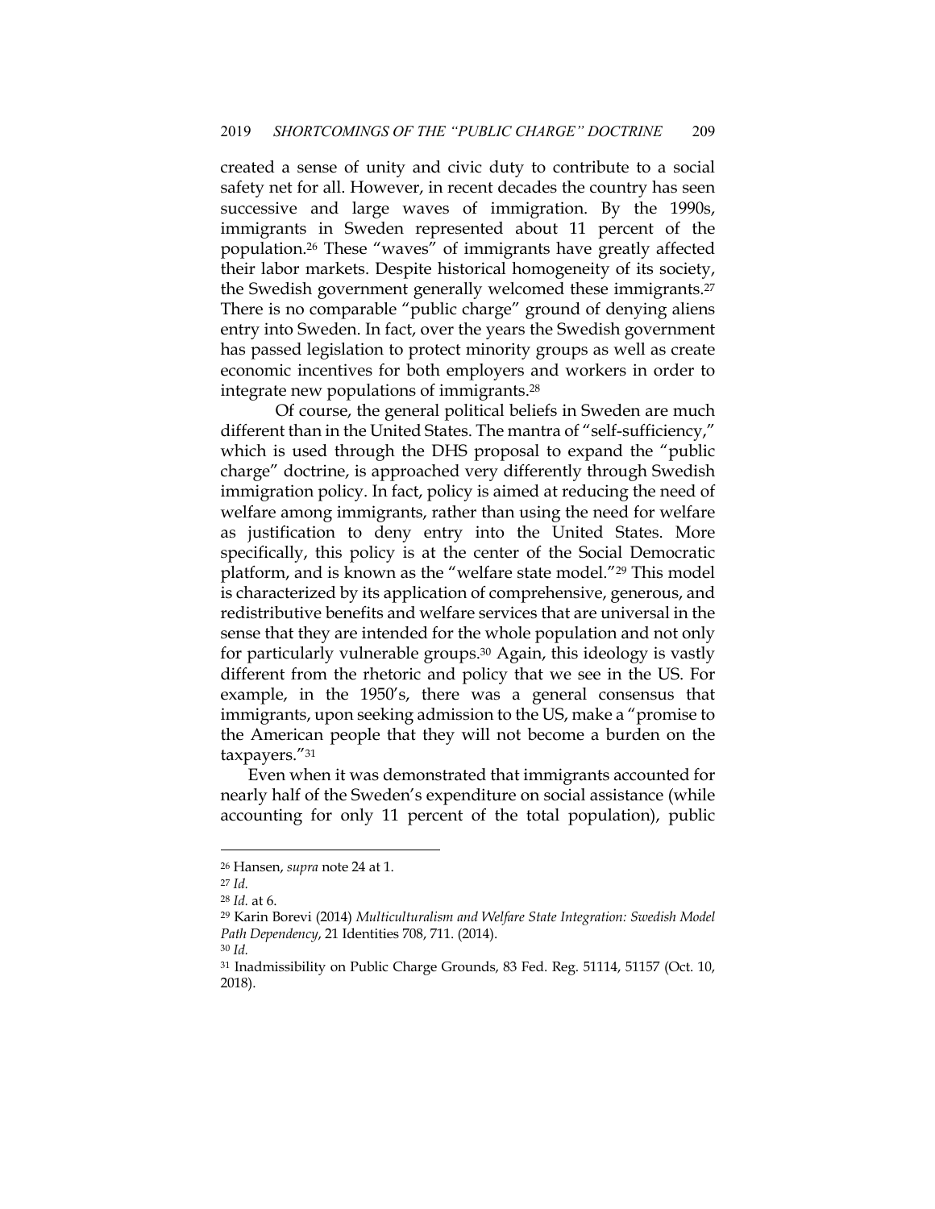created a sense of unity and civic duty to contribute to a social safety net for all. However, in recent decades the country has seen successive and large waves of immigration. By the 1990s, immigrants in Sweden represented about 11 percent of the population.[26] These "waves" of immigrants have greatly affected their labor markets. Despite historical homogeneity of its society, the Swedish government generally welcomed these immigrants.[27] There is no comparable "public charge" ground of denying aliens entry into Sweden. In fact, over the years the Swedish government has passed legislation to protect minority groups as well as create economic incentives for both employers and workers in order to integrate new populations of immigrants.[28]

Of course, the general political beliefs in Sweden are much different than in the United States. The mantra of "self-sufficiency," which is used through the DHS proposal to expand the "public charge" doctrine, is approached very differently through Swedish immigration policy. In fact, policy is aimed at reducing the need of welfare among immigrants, rather than using the need for welfare as justification to deny entry into the United States. More specifically, this policy is at the center of the Social Democratic platform, and is known as the "welfare state model."[29] This model is characterized by its application of comprehensive, generous, and redistributive benefits and welfare services that are universal in the sense that they are intended for the whole population and not only for particularly vulnerable groups.[30] Again, this ideology is vastly different from the rhetoric and policy that we see in the US. For example, in the 1950's, there was a general consensus that immigrants, upon seeking admission to the US, make a "promise to the American people that they will not become a burden on the taxpayers."[31]

Even when it was demonstrated that immigrants accounted for nearly half of the Sweden's expenditure on social assistance (while accounting for only 11 percent of the total population), public

---

[26] Hansen, *supra* note 24 at 1.

[27] *Id.*

[28] *Id.* at 6.

[29] Karin Borevi (2014) *Multiculturalism and Welfare State Integration: Swedish Model Path Dependency*, 21 Identities 708, 711. (2014).

[30] *Id.*

[31] Inadmissibility on Public Charge Grounds, 83 Fed. Reg. 51114, 51157 (Oct. 10, 2018).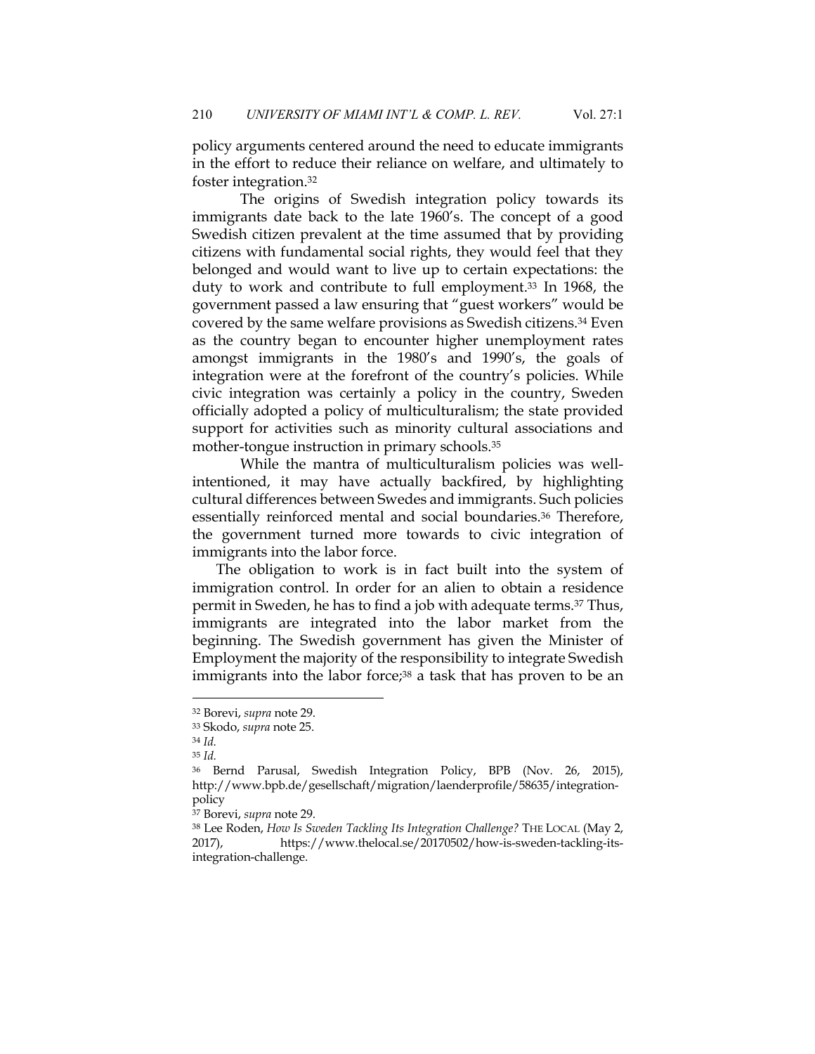policy arguments centered around the need to educate immigrants in the effort to reduce their reliance on welfare, and ultimately to foster integration.[32]

The origins of Swedish integration policy towards its immigrants date back to the late 1960's. The concept of a good Swedish citizen prevalent at the time assumed that by providing citizens with fundamental social rights, they would feel that they belonged and would want to live up to certain expectations: the duty to work and contribute to full employment.[33] In 1968, the government passed a law ensuring that "guest workers" would be covered by the same welfare provisions as Swedish citizens.[34] Even as the country began to encounter higher unemployment rates amongst immigrants in the 1980's and 1990's, the goals of integration were at the forefront of the country's policies. While civic integration was certainly a policy in the country, Sweden officially adopted a policy of multiculturalism; the state provided support for activities such as minority cultural associations and mother-tongue instruction in primary schools.[35]

While the mantra of multiculturalism policies was well-intentioned, it may have actually backfired, by highlighting cultural differences between Swedes and immigrants. Such policies essentially reinforced mental and social boundaries.[36] Therefore, the government turned more towards to civic integration of immigrants into the labor force.

The obligation to work is in fact built into the system of immigration control. In order for an alien to obtain a residence permit in Sweden, he has to find a job with adequate terms.[37] Thus, immigrants are integrated into the labor market from the beginning. The Swedish government has given the Minister of Employment the majority of the responsibility to integrate Swedish immigrants into the labor force;[38] a task that has proven to be an

---

[32] Borevi, *supra* note 29.

[33] Skodo, *supra* note 25.

[34] *Id.*

[35] *Id.*

[36] Bernd Parusal, Swedish Integration Policy, BPB (Nov. 26, 2015), http://www.bpb.de/gesellschaft/migration/laenderprofile/58635/integration-policy

[37] Borevi, *supra* note 29.

[38] Lee Roden, *How Is Sweden Tackling Its Integration Challenge?* THE LOCAL (May 2, 2017), https://www.thelocal.se/20170502/how-is-sweden-tackling-its-integration-challenge.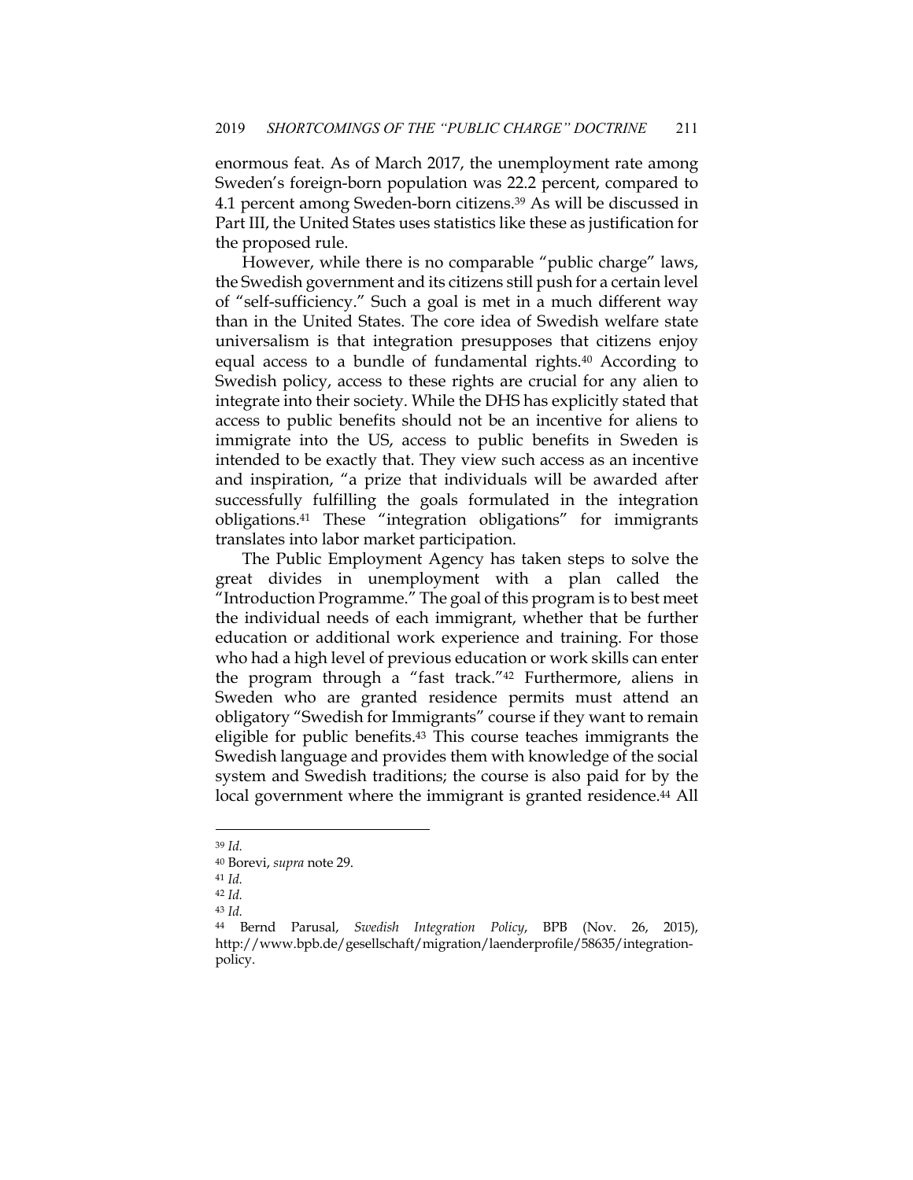enormous feat. As of March 2017, the unemployment rate among Sweden's foreign-born population was 22.2 percent, compared to 4.1 percent among Sweden-born citizens.[39] As will be discussed in Part III, the United States uses statistics like these as justification for the proposed rule.

However, while there is no comparable "public charge" laws, the Swedish government and its citizens still push for a certain level of "self-sufficiency." Such a goal is met in a much different way than in the United States. The core idea of Swedish welfare state universalism is that integration presupposes that citizens enjoy equal access to a bundle of fundamental rights.[40] According to Swedish policy, access to these rights are crucial for any alien to integrate into their society. While the DHS has explicitly stated that access to public benefits should not be an incentive for aliens to immigrate into the US, access to public benefits in Sweden is intended to be exactly that. They view such access as an incentive and inspiration, "a prize that individuals will be awarded after successfully fulfilling the goals formulated in the integration obligations.[41] These "integration obligations" for immigrants translates into labor market participation.

The Public Employment Agency has taken steps to solve the great divides in unemployment with a plan called the "Introduction Programme." The goal of this program is to best meet the individual needs of each immigrant, whether that be further education or additional work experience and training. For those who had a high level of previous education or work skills can enter the program through a "fast track."[42] Furthermore, aliens in Sweden who are granted residence permits must attend an obligatory "Swedish for Immigrants" course if they want to remain eligible for public benefits.[43] This course teaches immigrants the Swedish language and provides them with knowledge of the social system and Swedish traditions; the course is also paid for by the local government where the immigrant is granted residence.[44] All

---

[39] *Id.*

[40] Borevi, *supra* note 29.

[41] *Id.*

[42] *Id.*

[43] *Id.*

[44] Bernd Parusal, *Swedish Integration Policy*, BPB (Nov. 26, 2015), http://www.bpb.de/gesellschaft/migration/laenderprofile/58635/integration-policy.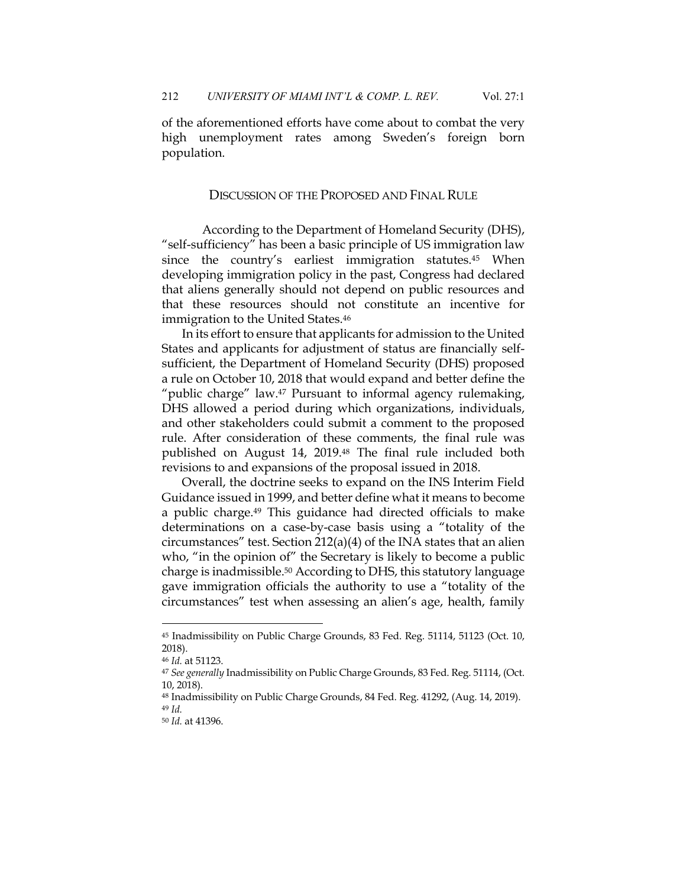of the aforementioned efforts have come about to combat the very high unemployment rates among Sweden's foreign born population.

## DISCUSSION OF THE PROPOSED AND FINAL RULE

According to the Department of Homeland Security (DHS), "self-sufficiency" has been a basic principle of US immigration law since the country's earliest immigration statutes.[45] When developing immigration policy in the past, Congress had declared that aliens generally should not depend on public resources and that these resources should not constitute an incentive for immigration to the United States.[46]

In its effort to ensure that applicants for admission to the United States and applicants for adjustment of status are financially self-sufficient, the Department of Homeland Security (DHS) proposed a rule on October 10, 2018 that would expand and better define the "public charge" law.[47] Pursuant to informal agency rulemaking, DHS allowed a period during which organizations, individuals, and other stakeholders could submit a comment to the proposed rule. After consideration of these comments, the final rule was published on August 14, 2019.[48] The final rule included both revisions to and expansions of the proposal issued in 2018.

Overall, the doctrine seeks to expand on the INS Interim Field Guidance issued in 1999, and better define what it means to become a public charge.[49] This guidance had directed officials to make determinations on a case-by-case basis using a "totality of the circumstances" test. Section 212(a)(4) of the INA states that an alien who, "in the opinion of" the Secretary is likely to become a public charge is inadmissible.[50] According to DHS, this statutory language gave immigration officials the authority to use a "totality of the circumstances" test when assessing an alien's age, health, family

---

[45] Inadmissibility on Public Charge Grounds, 83 Fed. Reg. 51114, 51123 (Oct. 10, 2018).

[46] *Id.* at 51123.

[47] *See generally* Inadmissibility on Public Charge Grounds, 83 Fed. Reg. 51114, (Oct. 10, 2018).

[48] Inadmissibility on Public Charge Grounds, 84 Fed. Reg. 41292, (Aug. 14, 2019).

[49] *Id.*

[50] *Id.* at 41396.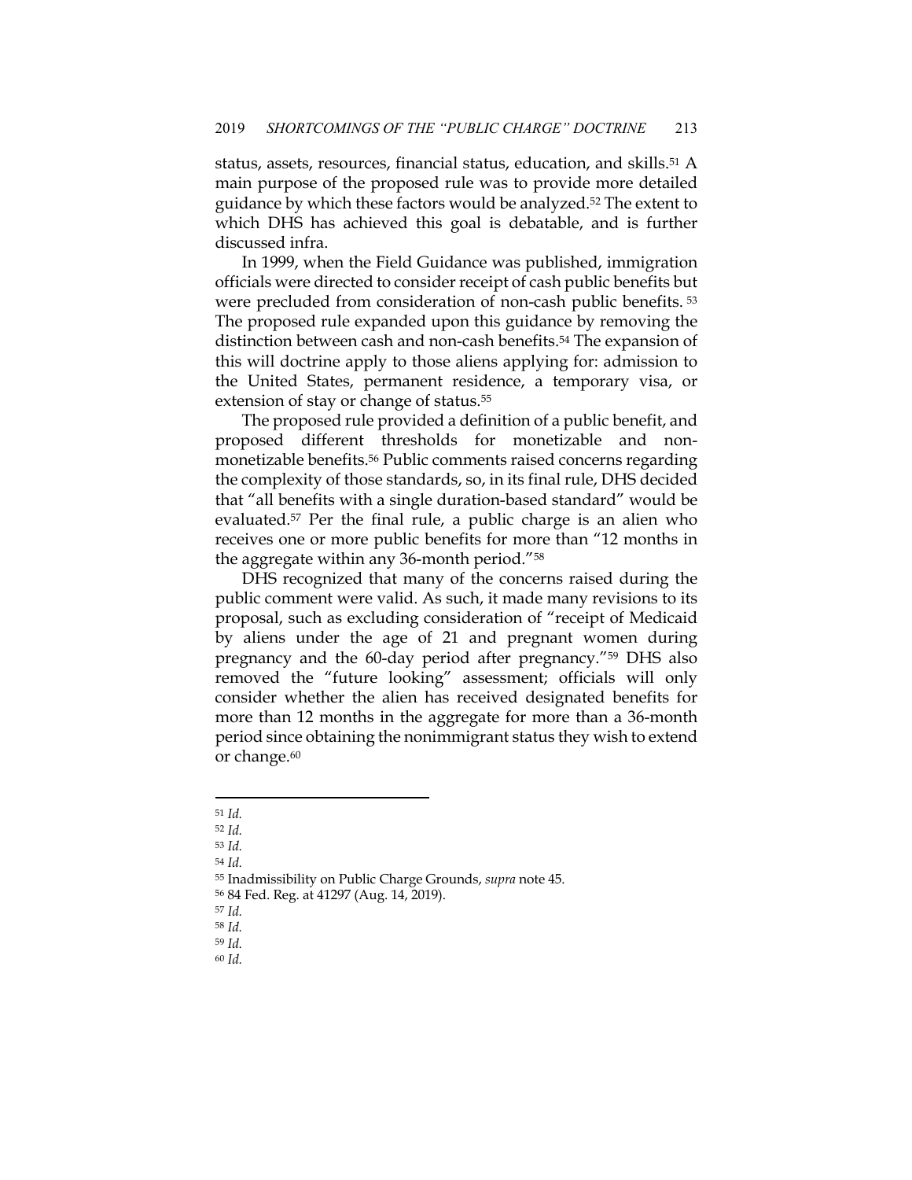status, assets, resources, financial status, education, and skills.[51] A main purpose of the proposed rule was to provide more detailed guidance by which these factors would be analyzed.[52] The extent to which DHS has achieved this goal is debatable, and is further discussed infra.

In 1999, when the Field Guidance was published, immigration officials were directed to consider receipt of cash public benefits but were precluded from consideration of non-cash public benefits.[53] The proposed rule expanded upon this guidance by removing the distinction between cash and non-cash benefits.[54] The expansion of this will doctrine apply to those aliens applying for: admission to the United States, permanent residence, a temporary visa, or extension of stay or change of status.[55]

The proposed rule provided a definition of a public benefit, and proposed different thresholds for monetizable and non-monetizable benefits.[56] Public comments raised concerns regarding the complexity of those standards, so, in its final rule, DHS decided that "all benefits with a single duration-based standard" would be evaluated.[57] Per the final rule, a public charge is an alien who receives one or more public benefits for more than "12 months in the aggregate within any 36-month period."[58]

DHS recognized that many of the concerns raised during the public comment were valid. As such, it made many revisions to its proposal, such as excluding consideration of "receipt of Medicaid by aliens under the age of 21 and pregnant women during pregnancy and the 60-day period after pregnancy."[59] DHS also removed the "future looking" assessment; officials will only consider whether the alien has received designated benefits for more than 12 months in the aggregate for more than a 36-month period since obtaining the nonimmigrant status they wish to extend or change.[60]

---

[51] *Id.*

[52] *Id.*

[53] *Id.*

[54] *Id.*

[55] Inadmissibility on Public Charge Grounds, *supra* note 45.

[56] 84 Fed. Reg. at 41297 (Aug. 14, 2019).

[57] *Id.*

[58] *Id.*

[59] *Id.*

[60] *Id.*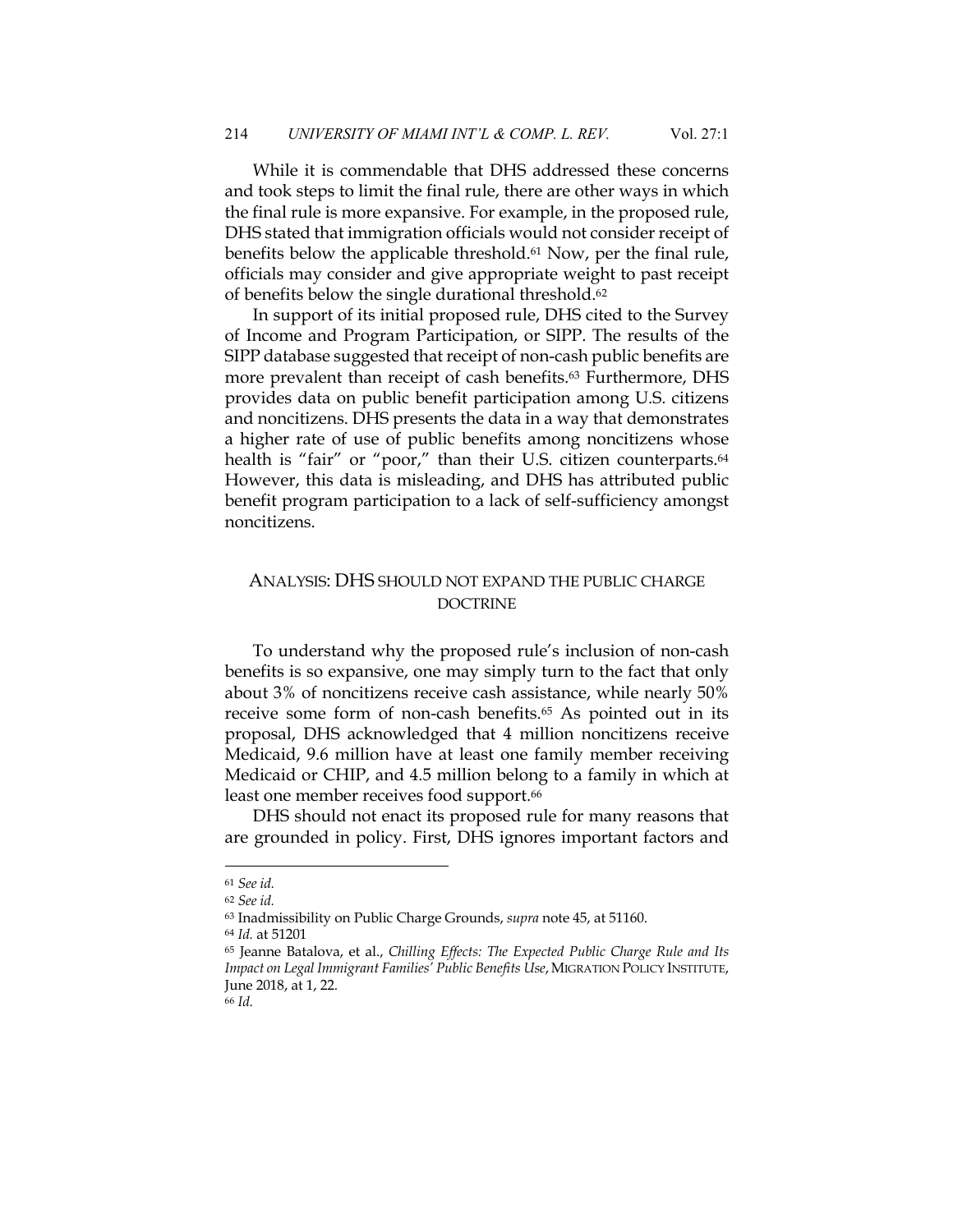While it is commendable that DHS addressed these concerns and took steps to limit the final rule, there are other ways in which the final rule is more expansive. For example, in the proposed rule, DHS stated that immigration officials would not consider receipt of benefits below the applicable threshold.[61] Now, per the final rule, officials may consider and give appropriate weight to past receipt of benefits below the single durational threshold.[62]

In support of its initial proposed rule, DHS cited to the Survey of Income and Program Participation, or SIPP. The results of the SIPP database suggested that receipt of non-cash public benefits are more prevalent than receipt of cash benefits.[63] Furthermore, DHS provides data on public benefit participation among U.S. citizens and noncitizens. DHS presents the data in a way that demonstrates a higher rate of use of public benefits among noncitizens whose health is "fair" or "poor," than their U.S. citizen counterparts.[64] However, this data is misleading, and DHS has attributed public benefit program participation to a lack of self-sufficiency amongst noncitizens.

## ANALYSIS: DHS SHOULD NOT EXPAND THE PUBLIC CHARGE DOCTRINE

To understand why the proposed rule's inclusion of non-cash benefits is so expansive, one may simply turn to the fact that only about 3% of noncitizens receive cash assistance, while nearly 50% receive some form of non-cash benefits.[65] As pointed out in its proposal, DHS acknowledged that 4 million noncitizens receive Medicaid, 9.6 million have at least one family member receiving Medicaid or CHIP, and 4.5 million belong to a family in which at least one member receives food support.[66]

DHS should not enact its proposed rule for many reasons that are grounded in policy. First, DHS ignores important factors and

---

[61] *See id.*

[62] *See id.*

[63] Inadmissibility on Public Charge Grounds, *supra* note 45, at 51160.

[64] *Id.* at 51201

[65] Jeanne Batalova, et al., *Chilling Effects: The Expected Public Charge Rule and Its Impact on Legal Immigrant Families' Public Benefits Use*, MIGRATION POLICY INSTITUTE, June 2018, at 1, 22.

[66] *Id.*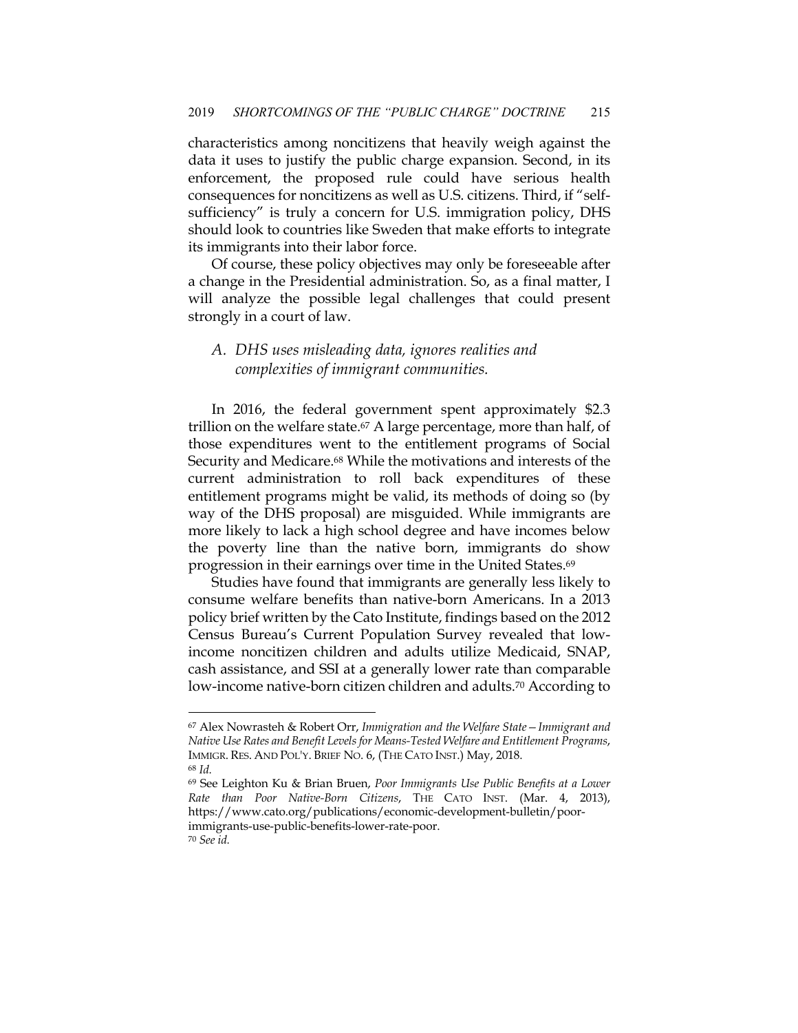characteristics among noncitizens that heavily weigh against the data it uses to justify the public charge expansion. Second, in its enforcement, the proposed rule could have serious health consequences for noncitizens as well as U.S. citizens. Third, if "self-sufficiency" is truly a concern for U.S. immigration policy, DHS should look to countries like Sweden that make efforts to integrate its immigrants into their labor force.

Of course, these policy objectives may only be foreseeable after a change in the Presidential administration. So, as a final matter, I will analyze the possible legal challenges that could present strongly in a court of law.

### *A. DHS uses misleading data, ignores realities and complexities of immigrant communities.*

In 2016, the federal government spent approximately $2.3 trillion on the welfare state.[67] A large percentage, more than half, of those expenditures went to the entitlement programs of Social Security and Medicare.[68] While the motivations and interests of the current administration to roll back expenditures of these entitlement programs might be valid, its methods of doing so (by way of the DHS proposal) are misguided. While immigrants are more likely to lack a high school degree and have incomes below the poverty line than the native born, immigrants do show progression in their earnings over time in the United States.[69]

Studies have found that immigrants are generally less likely to consume welfare benefits than native-born Americans. In a 2013 policy brief written by the Cato Institute, findings based on the 2012 Census Bureau's Current Population Survey revealed that low-income noncitizen children and adults utilize Medicaid, SNAP, cash assistance, and SSI at a generally lower rate than comparable low-income native-born citizen children and adults.[70] According to

---

[67] Alex Nowrasteh & Robert Orr, *Immigration and the Welfare State—Immigrant and Native Use Rates and Benefit Levels for Means-Tested Welfare and Entitlement Programs*, IMMIGR. RES. AND POL'Y. BRIEF NO. 6, (THE CATO INST.) May, 2018.

[68] *Id.*

[69] See Leighton Ku & Brian Bruen, *Poor Immigrants Use Public Benefits at a Lower Rate than Poor Native-Born Citizens*, THE CATO INST. (Mar. 4, 2013), https://www.cato.org/publications/economic-development-bulletin/poor-immigrants-use-public-benefits-lower-rate-poor.

[70] *See id.*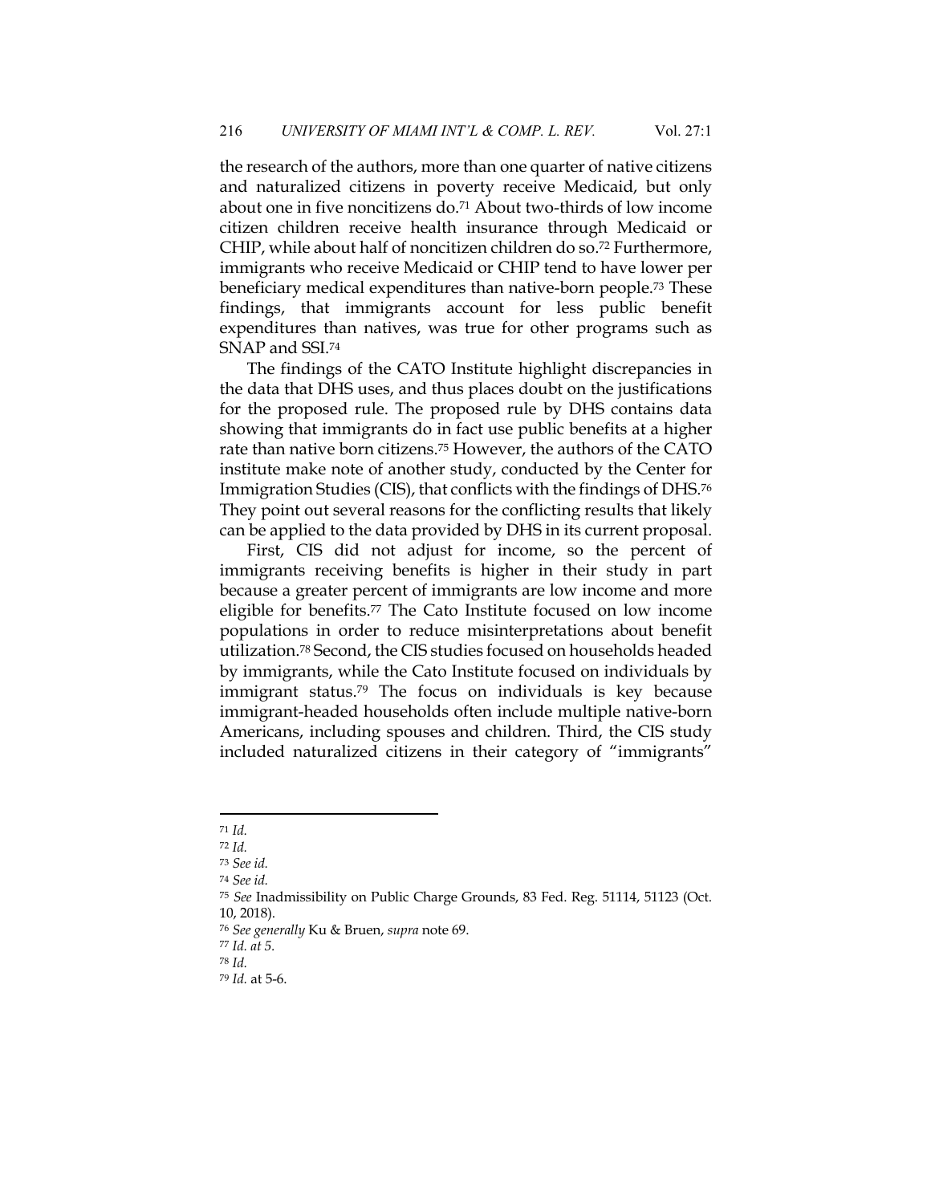the research of the authors, more than one quarter of native citizens and naturalized citizens in poverty receive Medicaid, but only about one in five noncitizens do.[71] About two-thirds of low income citizen children receive health insurance through Medicaid or CHIP, while about half of noncitizen children do so.[72] Furthermore, immigrants who receive Medicaid or CHIP tend to have lower per beneficiary medical expenditures than native-born people.[73] These findings, that immigrants account for less public benefit expenditures than natives, was true for other programs such as SNAP and SSI.[74]

The findings of the CATO Institute highlight discrepancies in the data that DHS uses, and thus places doubt on the justifications for the proposed rule. The proposed rule by DHS contains data showing that immigrants do in fact use public benefits at a higher rate than native born citizens.[75] However, the authors of the CATO institute make note of another study, conducted by the Center for Immigration Studies (CIS), that conflicts with the findings of DHS.[76] They point out several reasons for the conflicting results that likely can be applied to the data provided by DHS in its current proposal.

First, CIS did not adjust for income, so the percent of immigrants receiving benefits is higher in their study in part because a greater percent of immigrants are low income and more eligible for benefits.[77] The Cato Institute focused on low income populations in order to reduce misinterpretations about benefit utilization.[78] Second, the CIS studies focused on households headed by immigrants, while the Cato Institute focused on individuals by immigrant status.[79] The focus on individuals is key because immigrant-headed households often include multiple native-born Americans, including spouses and children. Third, the CIS study included naturalized citizens in their category of "immigrants"

---

[71] *Id.*

[72] *Id.*

[73] *See id.*

[74] *See id.*

[75] *See* Inadmissibility on Public Charge Grounds, 83 Fed. Reg. 51114, 51123 (Oct. 10, 2018).

[76] *See generally* Ku & Bruen, *supra* note 69.

[77] *Id. at 5.*

[78] *Id.*

[79] *Id.* at 5-6.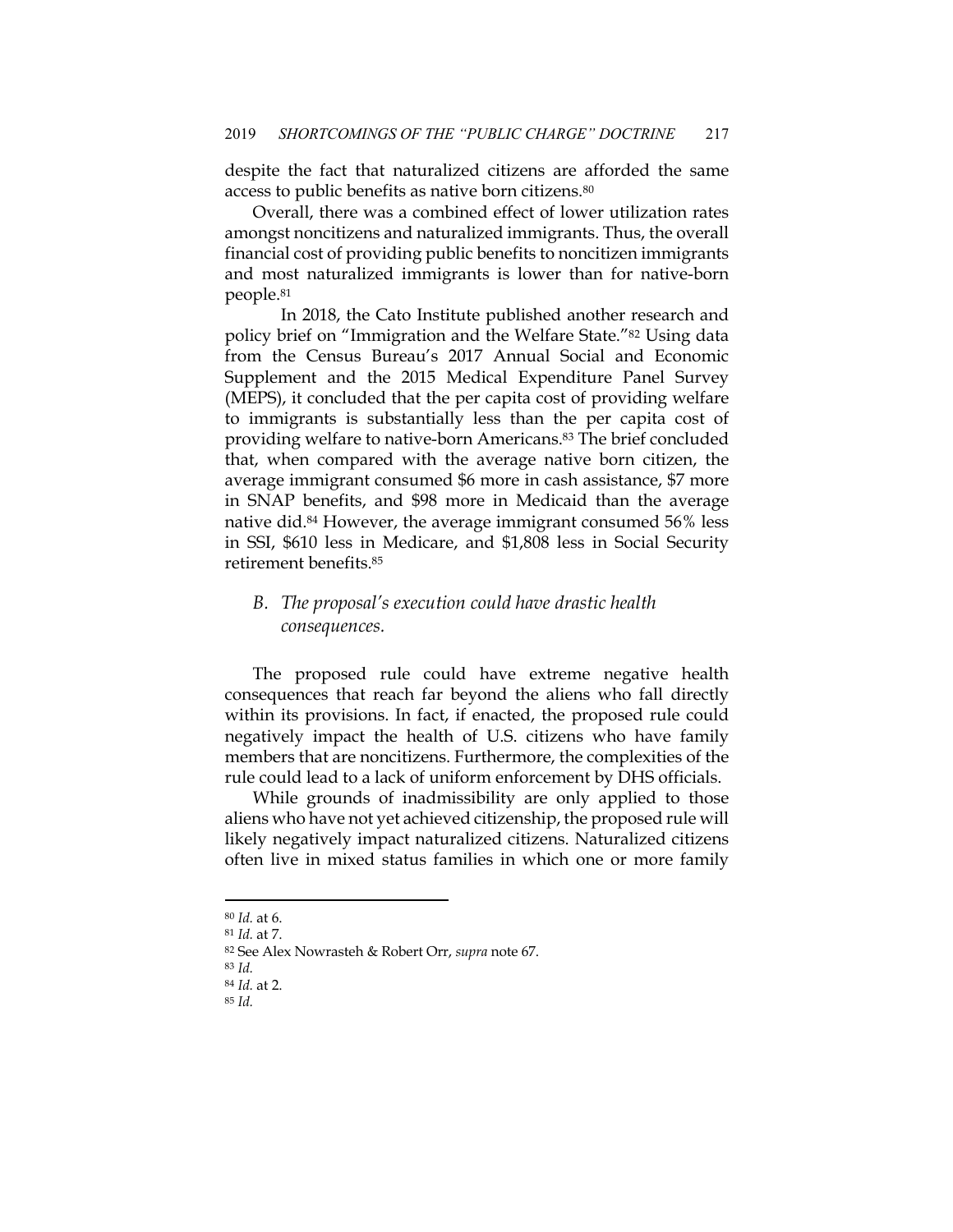despite the fact that naturalized citizens are afforded the same access to public benefits as native born citizens.[80]

Overall, there was a combined effect of lower utilization rates amongst noncitizens and naturalized immigrants. Thus, the overall financial cost of providing public benefits to noncitizen immigrants and most naturalized immigrants is lower than for native-born people.[81]

In 2018, the Cato Institute published another research and policy brief on "Immigration and the Welfare State."[82] Using data from the Census Bureau's 2017 Annual Social and Economic Supplement and the 2015 Medical Expenditure Panel Survey (MEPS), it concluded that the per capita cost of providing welfare to immigrants is substantially less than the per capita cost of providing welfare to native-born Americans.[83] The brief concluded that, when compared with the average native born citizen, the average immigrant consumed $6 more in cash assistance, $7 more in SNAP benefits, and $98 more in Medicaid than the average native did.[84] However, the average immigrant consumed 56% less in SSI, $610 less in Medicare, and $1,808 less in Social Security retirement benefits.[85]

### *B. The proposal's execution could have drastic health consequences.*

The proposed rule could have extreme negative health consequences that reach far beyond the aliens who fall directly within its provisions. In fact, if enacted, the proposed rule could negatively impact the health of U.S. citizens who have family members that are noncitizens. Furthermore, the complexities of the rule could lead to a lack of uniform enforcement by DHS officials.

While grounds of inadmissibility are only applied to those aliens who have not yet achieved citizenship, the proposed rule will likely negatively impact naturalized citizens. Naturalized citizens often live in mixed status families in which one or more family

---

[80] *Id.* at 6.

[81] *Id.* at 7.

[82] See Alex Nowrasteh & Robert Orr, *supra* note 67.

[83] *Id.*

[84] *Id.* at 2.

[85] *Id.*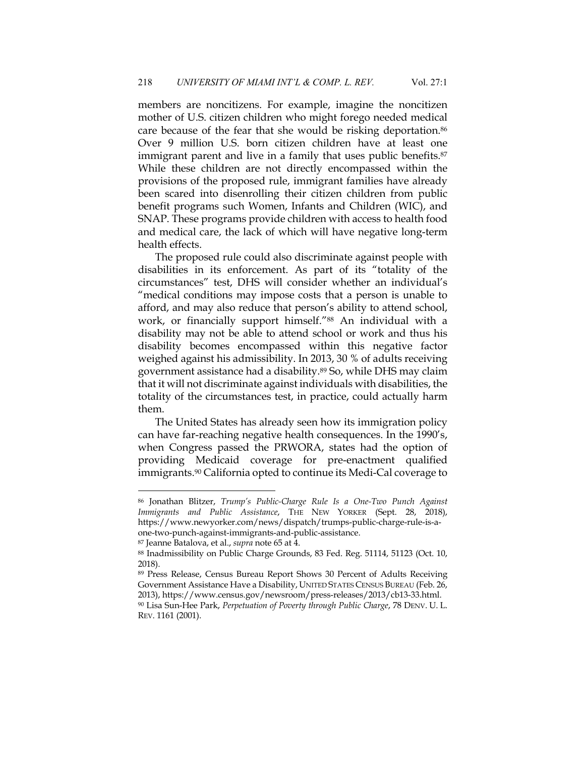members are noncitizens. For example, imagine the noncitizen mother of U.S. citizen children who might forego needed medical care because of the fear that she would be risking deportation.[86] Over 9 million U.S. born citizen children have at least one immigrant parent and live in a family that uses public benefits.[87] While these children are not directly encompassed within the provisions of the proposed rule, immigrant families have already been scared into disenrolling their citizen children from public benefit programs such Women, Infants and Children (WIC), and SNAP. These programs provide children with access to health food and medical care, the lack of which will have negative long-term health effects.

The proposed rule could also discriminate against people with disabilities in its enforcement. As part of its "totality of the circumstances" test, DHS will consider whether an individual's "medical conditions may impose costs that a person is unable to afford, and may also reduce that person's ability to attend school, work, or financially support himself."[88] An individual with a disability may not be able to attend school or work and thus his disability becomes encompassed within this negative factor weighed against his admissibility. In 2013, 30 % of adults receiving government assistance had a disability.[89] So, while DHS may claim that it will not discriminate against individuals with disabilities, the totality of the circumstances test, in practice, could actually harm them.

The United States has already seen how its immigration policy can have far-reaching negative health consequences. In the 1990's, when Congress passed the PRWORA, states had the option of providing Medicaid coverage for pre-enactment qualified immigrants.[90] California opted to continue its Medi-Cal coverage to

---

[86] Jonathan Blitzer, *Trump's Public-Charge Rule Is a One-Two Punch Against Immigrants and Public Assistance*, THE NEW YORKER (Sept. 28, 2018), https://www.newyorker.com/news/dispatch/trumps-public-charge-rule-is-a-one-two-punch-against-immigrants-and-public-assistance.

[87] Jeanne Batalova, et al., *supra* note 65 at 4.

[88] Inadmissibility on Public Charge Grounds, 83 Fed. Reg. 51114, 51123 (Oct. 10, 2018).

[89] Press Release, Census Bureau Report Shows 30 Percent of Adults Receiving Government Assistance Have a Disability, UNITED STATES CENSUS BUREAU (Feb. 26, 2013), https://www.census.gov/newsroom/press-releases/2013/cb13-33.html.

[90] Lisa Sun-Hee Park, *Perpetuation of Poverty through Public Charge*, 78 DENV. U. L. REV. 1161 (2001).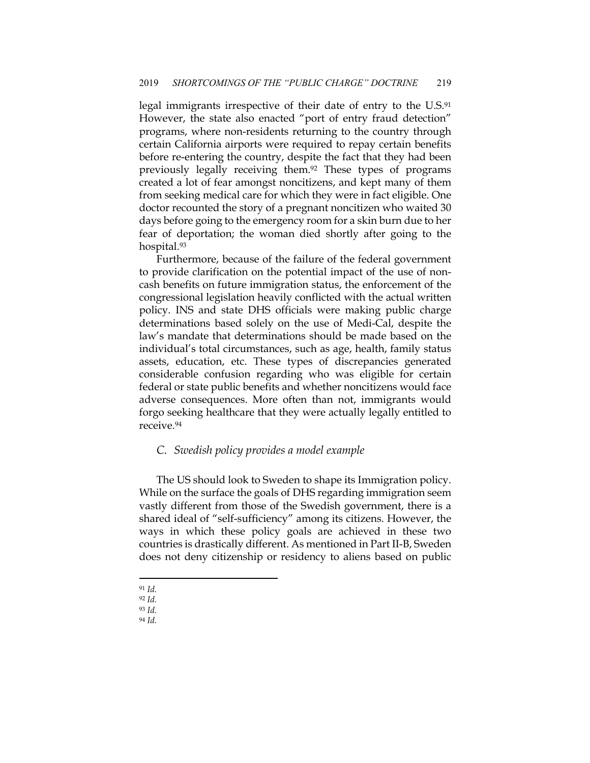legal immigrants irrespective of their date of entry to the U.S.[91] However, the state also enacted "port of entry fraud detection" programs, where non-residents returning to the country through certain California airports were required to repay certain benefits before re-entering the country, despite the fact that they had been previously legally receiving them.[92] These types of programs created a lot of fear amongst noncitizens, and kept many of them from seeking medical care for which they were in fact eligible. One doctor recounted the story of a pregnant noncitizen who waited 30 days before going to the emergency room for a skin burn due to her fear of deportation; the woman died shortly after going to the hospital.[93]

Furthermore, because of the failure of the federal government to provide clarification on the potential impact of the use of non-cash benefits on future immigration status, the enforcement of the congressional legislation heavily conflicted with the actual written policy. INS and state DHS officials were making public charge determinations based solely on the use of Medi-Cal, despite the law's mandate that determinations should be made based on the individual's total circumstances, such as age, health, family status assets, education, etc. These types of discrepancies generated considerable confusion regarding who was eligible for certain federal or state public benefits and whether noncitizens would face adverse consequences. More often than not, immigrants would forgo seeking healthcare that they were actually legally entitled to receive.[94]

### *C. Swedish policy provides a model example*

The US should look to Sweden to shape its Immigration policy. While on the surface the goals of DHS regarding immigration seem vastly different from those of the Swedish government, there is a shared ideal of "self-sufficiency" among its citizens. However, the ways in which these policy goals are achieved in these two countries is drastically different. As mentioned in Part II-B, Sweden does not deny citizenship or residency to aliens based on public

---

[91] *Id.*

[92] *Id.*

[93] *Id.*

[94] *Id.*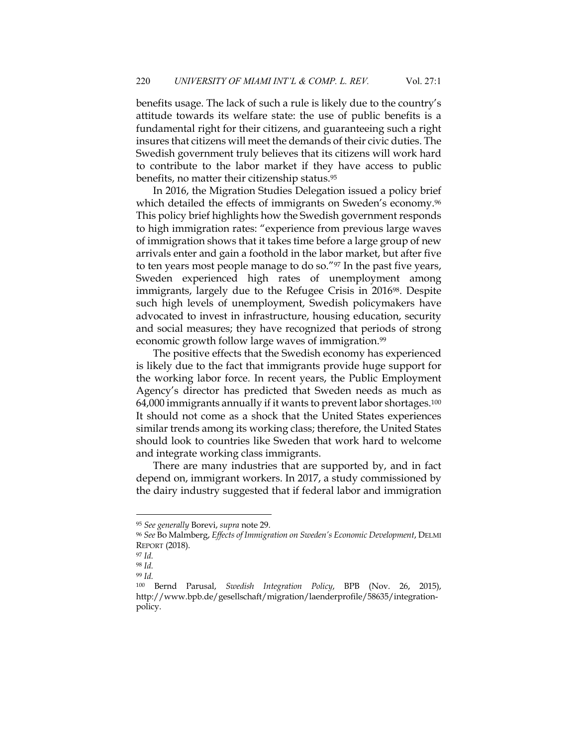benefits usage. The lack of such a rule is likely due to the country's attitude towards its welfare state: the use of public benefits is a fundamental right for their citizens, and guaranteeing such a right insures that citizens will meet the demands of their civic duties. The Swedish government truly believes that its citizens will work hard to contribute to the labor market if they have access to public benefits, no matter their citizenship status.[95]

In 2016, the Migration Studies Delegation issued a policy brief which detailed the effects of immigrants on Sweden's economy.[96] This policy brief highlights how the Swedish government responds to high immigration rates: "experience from previous large waves of immigration shows that it takes time before a large group of new arrivals enter and gain a foothold in the labor market, but after five to ten years most people manage to do so."[97] In the past five years, Sweden experienced high rates of unemployment among immigrants, largely due to the Refugee Crisis in 2016[98]. Despite such high levels of unemployment, Swedish policymakers have advocated to invest in infrastructure, housing education, security and social measures; they have recognized that periods of strong economic growth follow large waves of immigration.[99]

The positive effects that the Swedish economy has experienced is likely due to the fact that immigrants provide huge support for the working labor force. In recent years, the Public Employment Agency's director has predicted that Sweden needs as much as 64,000 immigrants annually if it wants to prevent labor shortages.[100] It should not come as a shock that the United States experiences similar trends among its working class; therefore, the United States should look to countries like Sweden that work hard to welcome and integrate working class immigrants.

There are many industries that are supported by, and in fact depend on, immigrant workers. In 2017, a study commissioned by the dairy industry suggested that if federal labor and immigration

---

[95] *See generally* Borevi, *supra* note 29.

[96] *See* Bo Malmberg, *Effects of Immigration on Sweden's Economic Development*, DELMI REPORT (2018).

[97] *Id.*

[98] *Id.*

[99] *Id.*

[100] Bernd Parusal, *Swedish Integration Policy*, BPB (Nov. 26, 2015), http://www.bpb.de/gesellschaft/migration/laenderprofile/58635/integration-policy.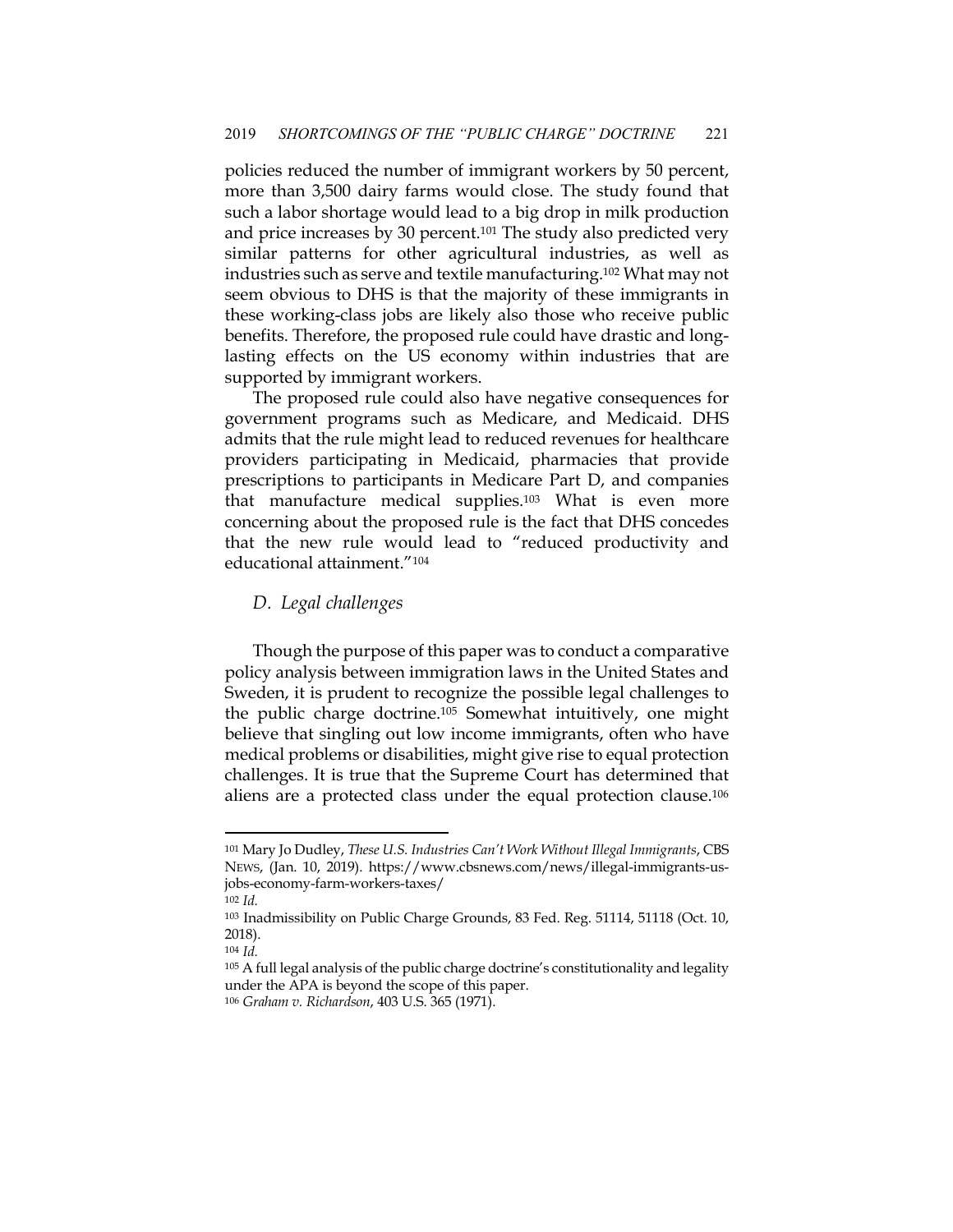policies reduced the number of immigrant workers by 50 percent, more than 3,500 dairy farms would close. The study found that such a labor shortage would lead to a big drop in milk production and price increases by 30 percent.[101] The study also predicted very similar patterns for other agricultural industries, as well as industries such as serve and textile manufacturing.[102] What may not seem obvious to DHS is that the majority of these immigrants in these working-class jobs are likely also those who receive public benefits. Therefore, the proposed rule could have drastic and long-lasting effects on the US economy within industries that are supported by immigrant workers.

The proposed rule could also have negative consequences for government programs such as Medicare, and Medicaid. DHS admits that the rule might lead to reduced revenues for healthcare providers participating in Medicaid, pharmacies that provide prescriptions to participants in Medicare Part D, and companies that manufacture medical supplies.[103] What is even more concerning about the proposed rule is the fact that DHS concedes that the new rule would lead to "reduced productivity and educational attainment."[104]

### *D. Legal challenges*

Though the purpose of this paper was to conduct a comparative policy analysis between immigration laws in the United States and Sweden, it is prudent to recognize the possible legal challenges to the public charge doctrine.[105] Somewhat intuitively, one might believe that singling out low income immigrants, often who have medical problems or disabilities, might give rise to equal protection challenges. It is true that the Supreme Court has determined that aliens are a protected class under the equal protection clause.[106]

---

[101] Mary Jo Dudley, *These U.S. Industries Can't Work Without Illegal Immigrants*, CBS NEWS, (Jan. 10, 2019). https://www.cbsnews.com/news/illegal-immigrants-us-jobs-economy-farm-workers-taxes/

[102] *Id.*

[103] Inadmissibility on Public Charge Grounds, 83 Fed. Reg. 51114, 51118 (Oct. 10, 2018).

[104] *Id.*

[105] A full legal analysis of the public charge doctrine's constitutionality and legality under the APA is beyond the scope of this paper.

[106] *Graham v. Richardson*, 403 U.S. 365 (1971).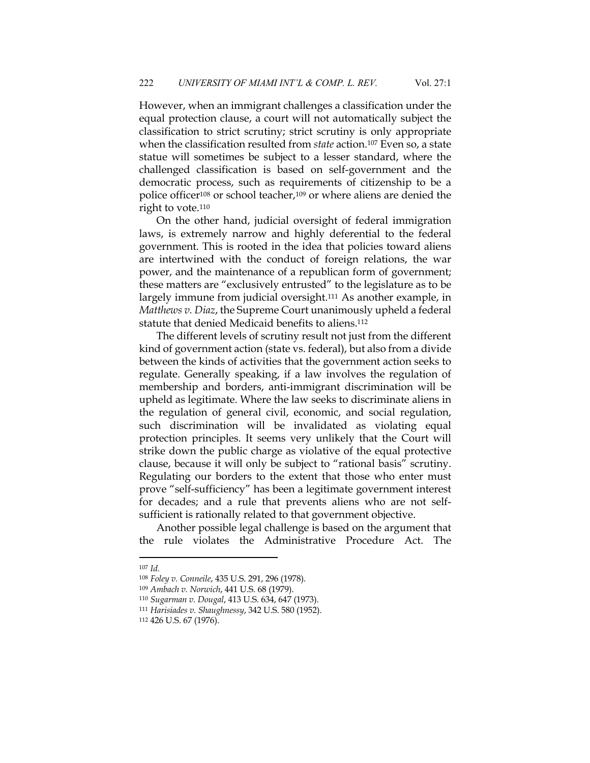However, when an immigrant challenges a classification under the equal protection clause, a court will not automatically subject the classification to strict scrutiny; strict scrutiny is only appropriate when the classification resulted from *state* action.[107] Even so, a state statue will sometimes be subject to a lesser standard, where the challenged classification is based on self-government and the democratic process, such as requirements of citizenship to be a police officer[108] or school teacher,[109] or where aliens are denied the right to vote.[110]

On the other hand, judicial oversight of federal immigration laws, is extremely narrow and highly deferential to the federal government. This is rooted in the idea that policies toward aliens are intertwined with the conduct of foreign relations, the war power, and the maintenance of a republican form of government; these matters are "exclusively entrusted" to the legislature as to be largely immune from judicial oversight.[111] As another example, in *Matthews v. Diaz*, the Supreme Court unanimously upheld a federal statute that denied Medicaid benefits to aliens.[112]

The different levels of scrutiny result not just from the different kind of government action (state vs. federal), but also from a divide between the kinds of activities that the government action seeks to regulate. Generally speaking, if a law involves the regulation of membership and borders, anti-immigrant discrimination will be upheld as legitimate. Where the law seeks to discriminate aliens in the regulation of general civil, economic, and social regulation, such discrimination will be invalidated as violating equal protection principles. It seems very unlikely that the Court will strike down the public charge as violative of the equal protective clause, because it will only be subject to "rational basis" scrutiny. Regulating our borders to the extent that those who enter must prove "self-sufficiency" has been a legitimate government interest for decades; and a rule that prevents aliens who are not self-sufficient is rationally related to that government objective.

Another possible legal challenge is based on the argument that the rule violates the Administrative Procedure Act. The

---

[107] *Id.*

[108] *Foley v. Conneile*, 435 U.S. 291, 296 (1978).

[109] *Ambach v. Norwich*, 441 U.S. 68 (1979).

[110] *Sugarman v. Dougal*, 413 U.S. 634, 647 (1973).

[111] *Harisiades v. Shaughnessy*, 342 U.S. 580 (1952).

[112] 426 U.S. 67 (1976).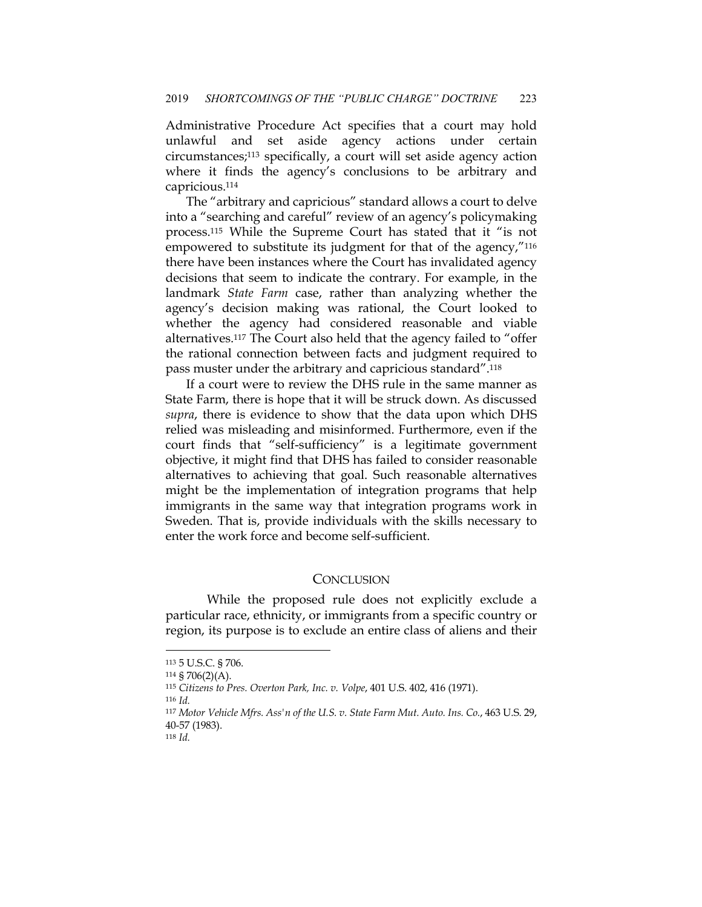Administrative Procedure Act specifies that a court may hold unlawful and set aside agency actions under certain circumstances;[113] specifically, a court will set aside agency action where it finds the agency's conclusions to be arbitrary and capricious.[114]

The "arbitrary and capricious" standard allows a court to delve into a "searching and careful" review of an agency's policymaking process.[115] While the Supreme Court has stated that it "is not empowered to substitute its judgment for that of the agency,"[116] there have been instances where the Court has invalidated agency decisions that seem to indicate the contrary. For example, in the landmark *State Farm* case, rather than analyzing whether the agency's decision making was rational, the Court looked to whether the agency had considered reasonable and viable alternatives.[117] The Court also held that the agency failed to "offer the rational connection between facts and judgment required to pass muster under the arbitrary and capricious standard".[118]

If a court were to review the DHS rule in the same manner as State Farm, there is hope that it will be struck down. As discussed *supra*, there is evidence to show that the data upon which DHS relied was misleading and misinformed. Furthermore, even if the court finds that "self-sufficiency" is a legitimate government objective, it might find that DHS has failed to consider reasonable alternatives to achieving that goal. Such reasonable alternatives might be the implementation of integration programs that help immigrants in the same way that integration programs work in Sweden. That is, provide individuals with the skills necessary to enter the work force and become self-sufficient.

## CONCLUSION

While the proposed rule does not explicitly exclude a particular race, ethnicity, or immigrants from a specific country or region, its purpose is to exclude an entire class of aliens and their

---

[113] 5 U.S.C. § 706.

[114] § 706(2)(A).

[115] *Citizens to Pres. Overton Park, Inc. v. Volpe*, 401 U.S. 402, 416 (1971).

[116] *Id.*

[117] *Motor Vehicle Mfrs. Ass'n of the U.S. v. State Farm Mut. Auto. Ins. Co.*, 463 U.S. 29, 40-57 (1983).

[118] *Id.*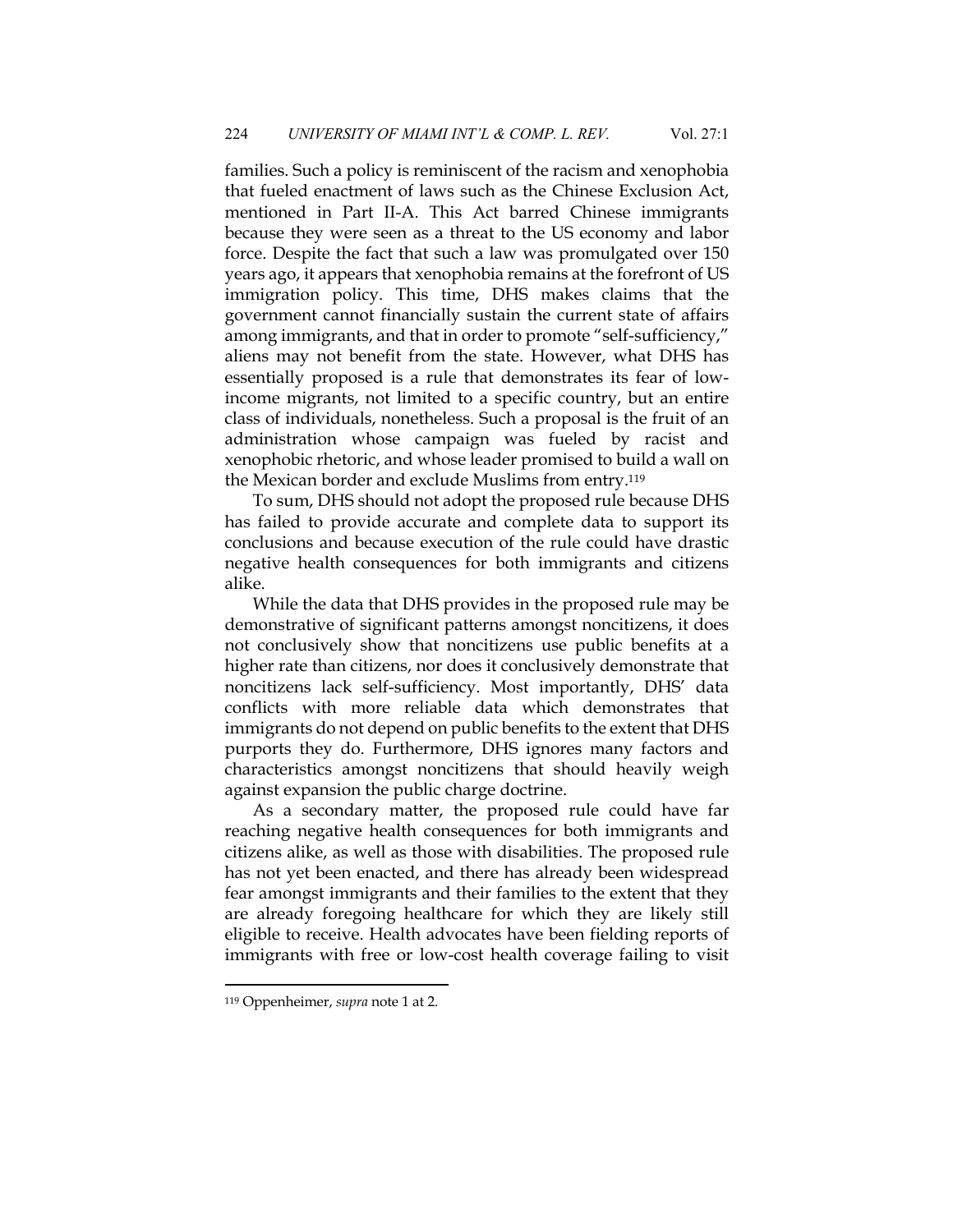families. Such a policy is reminiscent of the racism and xenophobia that fueled enactment of laws such as the Chinese Exclusion Act, mentioned in Part II-A. This Act barred Chinese immigrants because they were seen as a threat to the US economy and labor force. Despite the fact that such a law was promulgated over 150 years ago, it appears that xenophobia remains at the forefront of US immigration policy. This time, DHS makes claims that the government cannot financially sustain the current state of affairs among immigrants, and that in order to promote "self-sufficiency," aliens may not benefit from the state. However, what DHS has essentially proposed is a rule that demonstrates its fear of low-income migrants, not limited to a specific country, but an entire class of individuals, nonetheless. Such a proposal is the fruit of an administration whose campaign was fueled by racist and xenophobic rhetoric, and whose leader promised to build a wall on the Mexican border and exclude Muslims from entry.[119]

To sum, DHS should not adopt the proposed rule because DHS has failed to provide accurate and complete data to support its conclusions and because execution of the rule could have drastic negative health consequences for both immigrants and citizens alike.

While the data that DHS provides in the proposed rule may be demonstrative of significant patterns amongst noncitizens, it does not conclusively show that noncitizens use public benefits at a higher rate than citizens, nor does it conclusively demonstrate that noncitizens lack self-sufficiency. Most importantly, DHS' data conflicts with more reliable data which demonstrates that immigrants do not depend on public benefits to the extent that DHS purports they do. Furthermore, DHS ignores many factors and characteristics amongst noncitizens that should heavily weigh against expansion the public charge doctrine.

As a secondary matter, the proposed rule could have far reaching negative health consequences for both immigrants and citizens alike, as well as those with disabilities. The proposed rule has not yet been enacted, and there has already been widespread fear amongst immigrants and their families to the extent that they are already foregoing healthcare for which they are likely still eligible to receive. Health advocates have been fielding reports of immigrants with free or low-cost health coverage failing to visit

[119] Oppenheimer, *supra* note 1 at 2.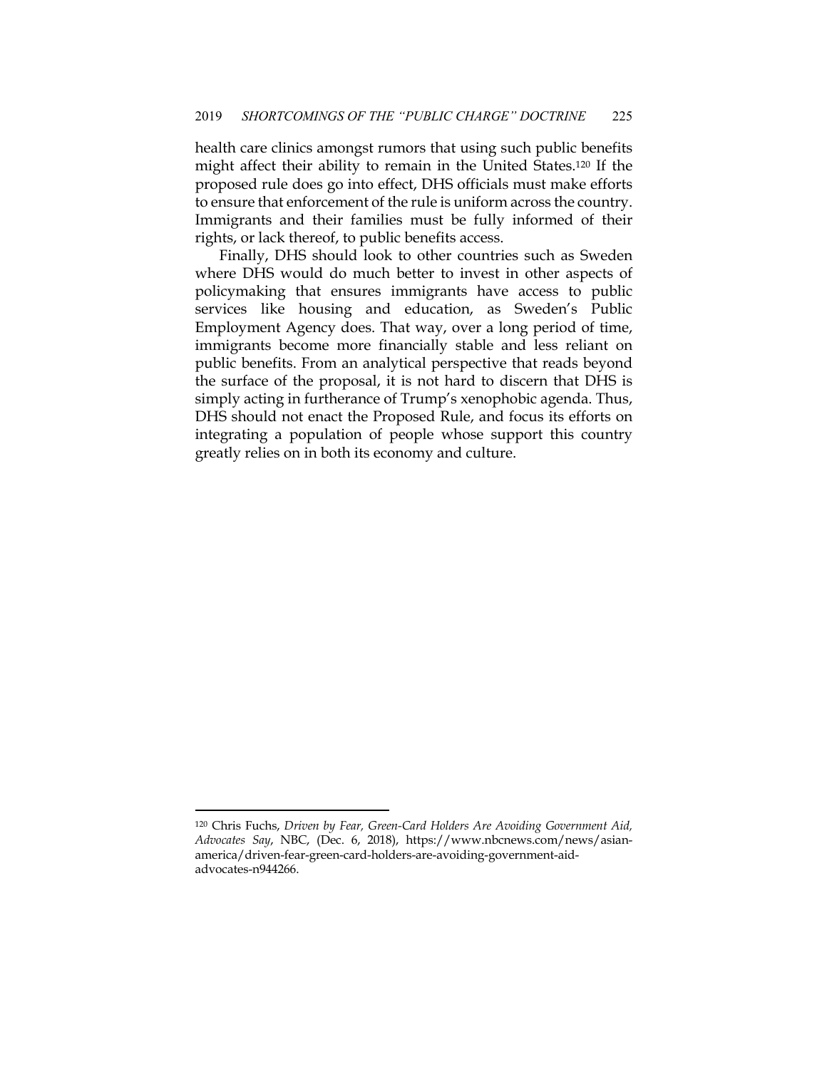health care clinics amongst rumors that using such public benefits might affect their ability to remain in the United States.[120] If the proposed rule does go into effect, DHS officials must make efforts to ensure that enforcement of the rule is uniform across the country. Immigrants and their families must be fully informed of their rights, or lack thereof, to public benefits access.

Finally, DHS should look to other countries such as Sweden where DHS would do much better to invest in other aspects of policymaking that ensures immigrants have access to public services like housing and education, as Sweden's Public Employment Agency does. That way, over a long period of time, immigrants become more financially stable and less reliant on public benefits. From an analytical perspective that reads beyond the surface of the proposal, it is not hard to discern that DHS is simply acting in furtherance of Trump's xenophobic agenda. Thus, DHS should not enact the Proposed Rule, and focus its efforts on integrating a population of people whose support this country greatly relies on in both its economy and culture.

---

[120] Chris Fuchs, *Driven by Fear, Green-Card Holders Are Avoiding Government Aid, Advocates Say*, NBC, (Dec. 6, 2018), https://www.nbcnews.com/news/asian-america/driven-fear-green-card-holders-are-avoiding-government-aid-advocates-n944266.